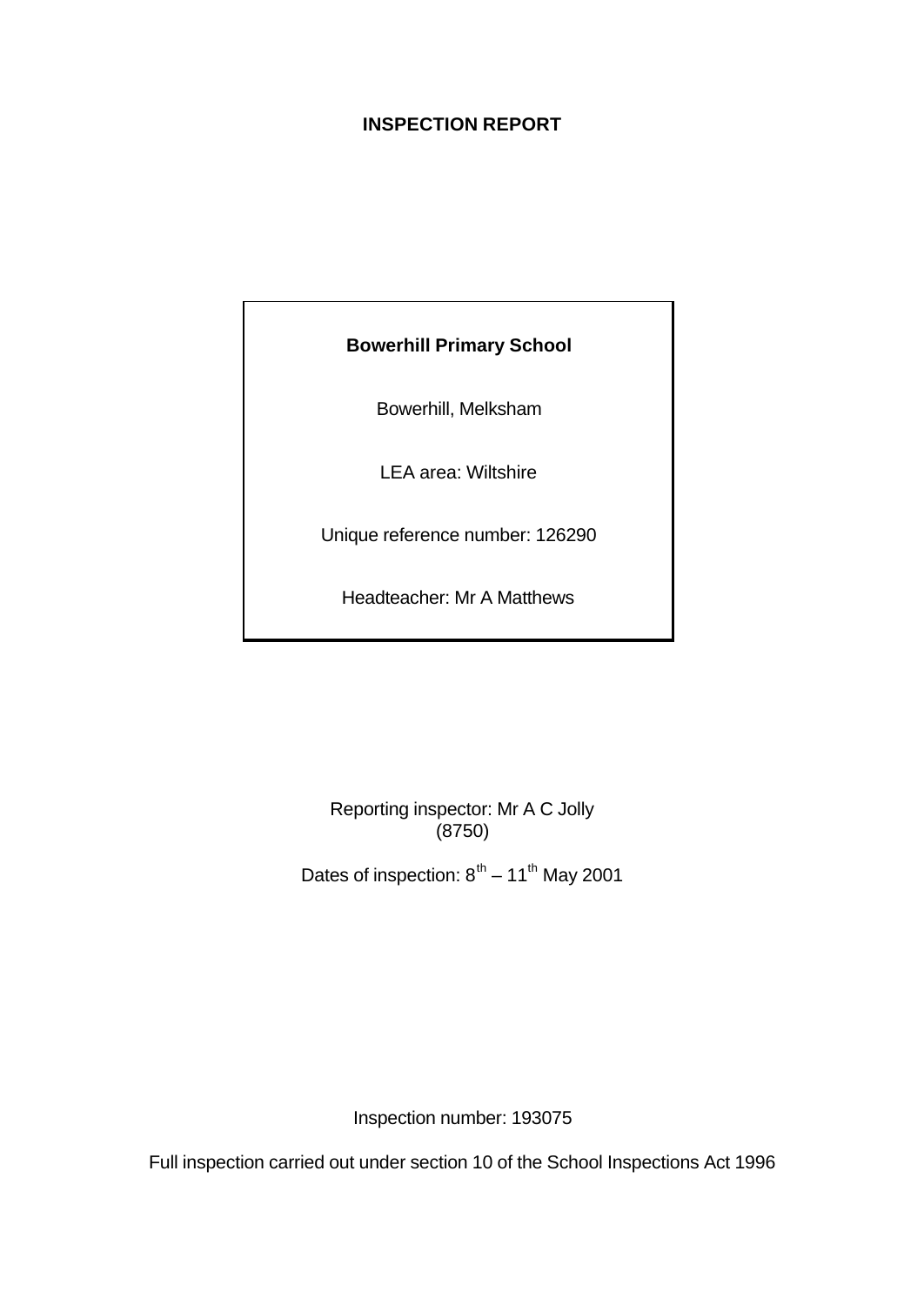# INSPECTION REPORT

**Bowerhill Primary School**

Bowerhill, Melksham

LEA area: Wiltshire

Unique reference number: 126290

Headteacher: Mr A Matthews

Reporting inspector: Mr A C Jolly
(8750)

Dates of inspection: 8th – 11th May 2001

Inspection number: 193075

Full inspection carried out under section 10 of the School Inspections Act 1996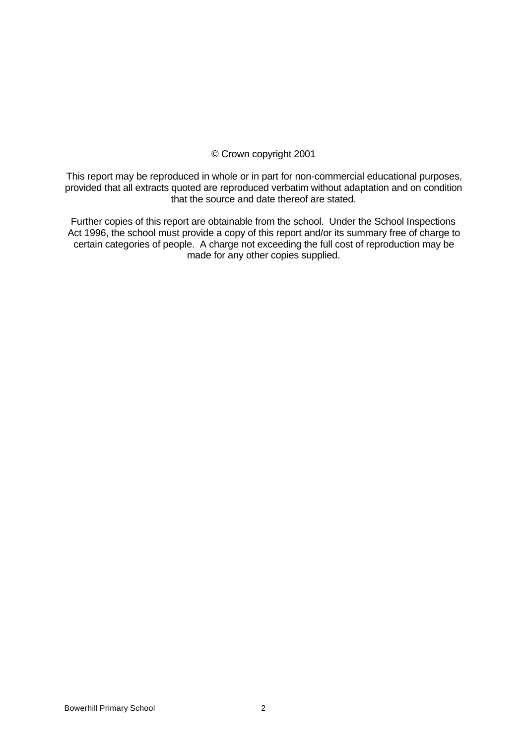© Crown copyright 2001

This report may be reproduced in whole or in part for non-commercial educational purposes, provided that all extracts quoted are reproduced verbatim without adaptation and on condition that the source and date thereof are stated.

Further copies of this report are obtainable from the school. Under the School Inspections Act 1996, the school must provide a copy of this report and/or its summary free of charge to certain categories of people. A charge not exceeding the full cost of reproduction may be made for any other copies supplied.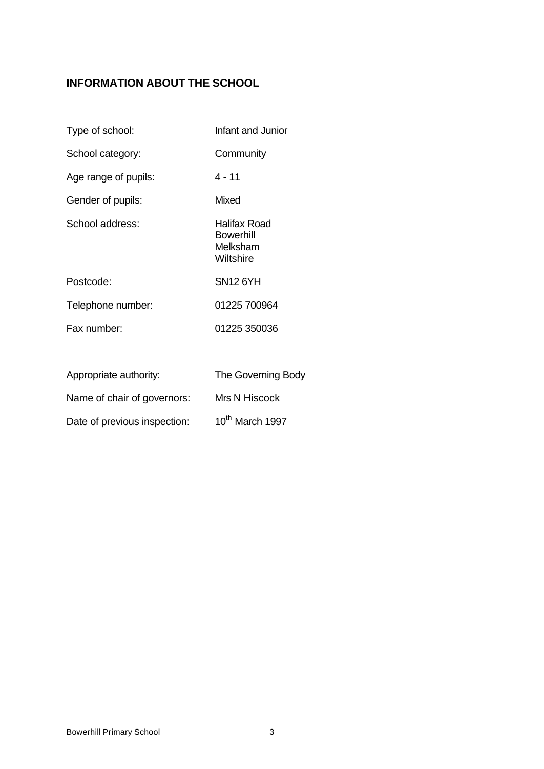## INFORMATION ABOUT THE SCHOOL

| | |
|---|---|
| Type of school: | Infant and Junior |
| School category: | Community |
| Age range of pupils: | 4 - 11 |
| Gender of pupils: | Mixed |
| School address: | Halifax Road<br>Bowerhill<br>Melksham<br>Wiltshire |
| Postcode: | SN12 6YH |
| Telephone number: | 01225 700964 |
| Fax number: | 01225 350036 |
| Appropriate authority: | The Governing Body |
| Name of chair of governors: | Mrs N Hiscock |
| Date of previous inspection: | 10th March 1997 |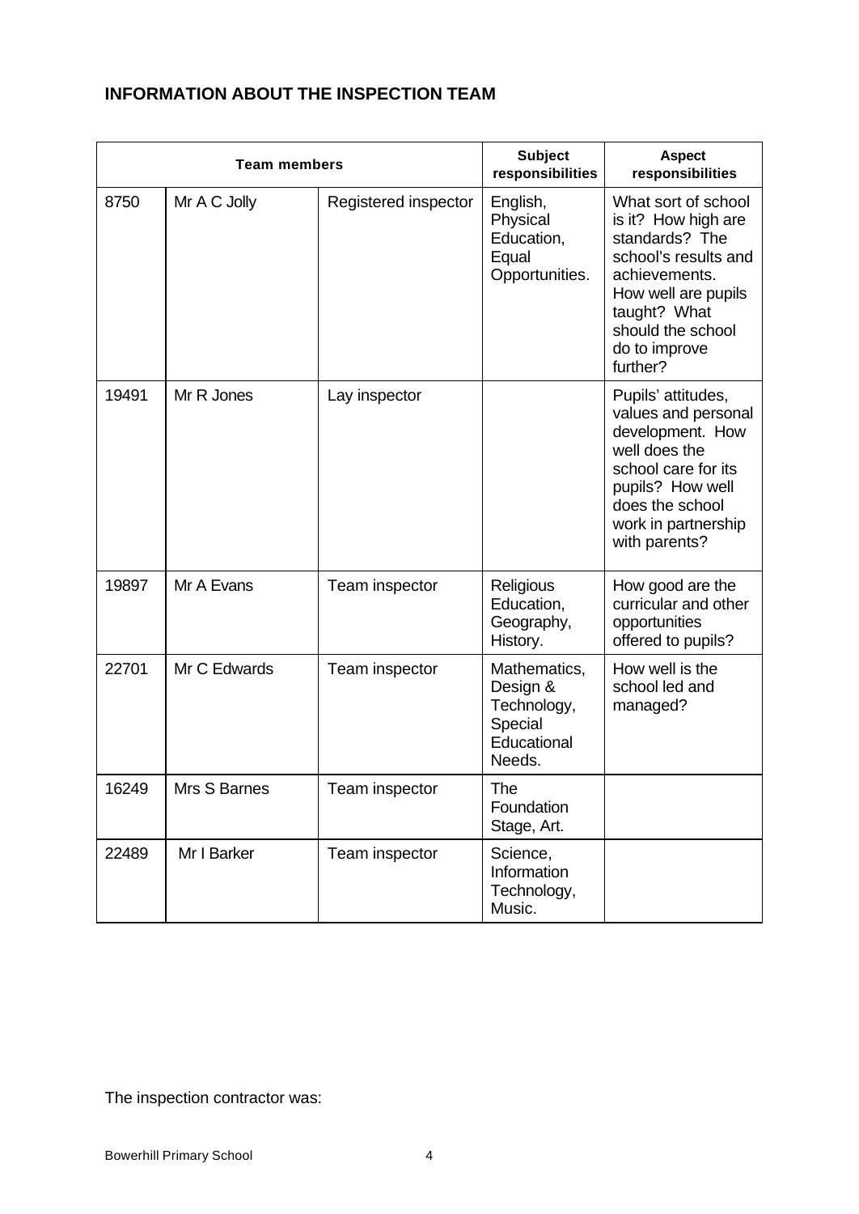## INFORMATION ABOUT THE INSPECTION TEAM

| Team members | | | Subject responsibilities | Aspect responsibilities |
|---|---|---|---|---|
| 8750 | Mr A C Jolly | Registered inspector | English, Physical Education, Equal Opportunities. | What sort of school is it? How high are standards? The school's results and achievements. How well are pupils taught? What should the school do to improve further? |
| 19491 | Mr R Jones | Lay inspector | | Pupils' attitudes, values and personal development. How well does the school care for its pupils? How well does the school work in partnership with parents? |
| 19897 | Mr A Evans | Team inspector | Religious Education, Geography, History. | How good are the curricular and other opportunities offered to pupils? |
| 22701 | Mr C Edwards | Team inspector | Mathematics, Design & Technology, Special Educational Needs. | How well is the school led and managed? |
| 16249 | Mrs S Barnes | Team inspector | The Foundation Stage, Art. | |
| 22489 | Mr I Barker | Team inspector | Science, Information Technology, Music. | |

The inspection contractor was: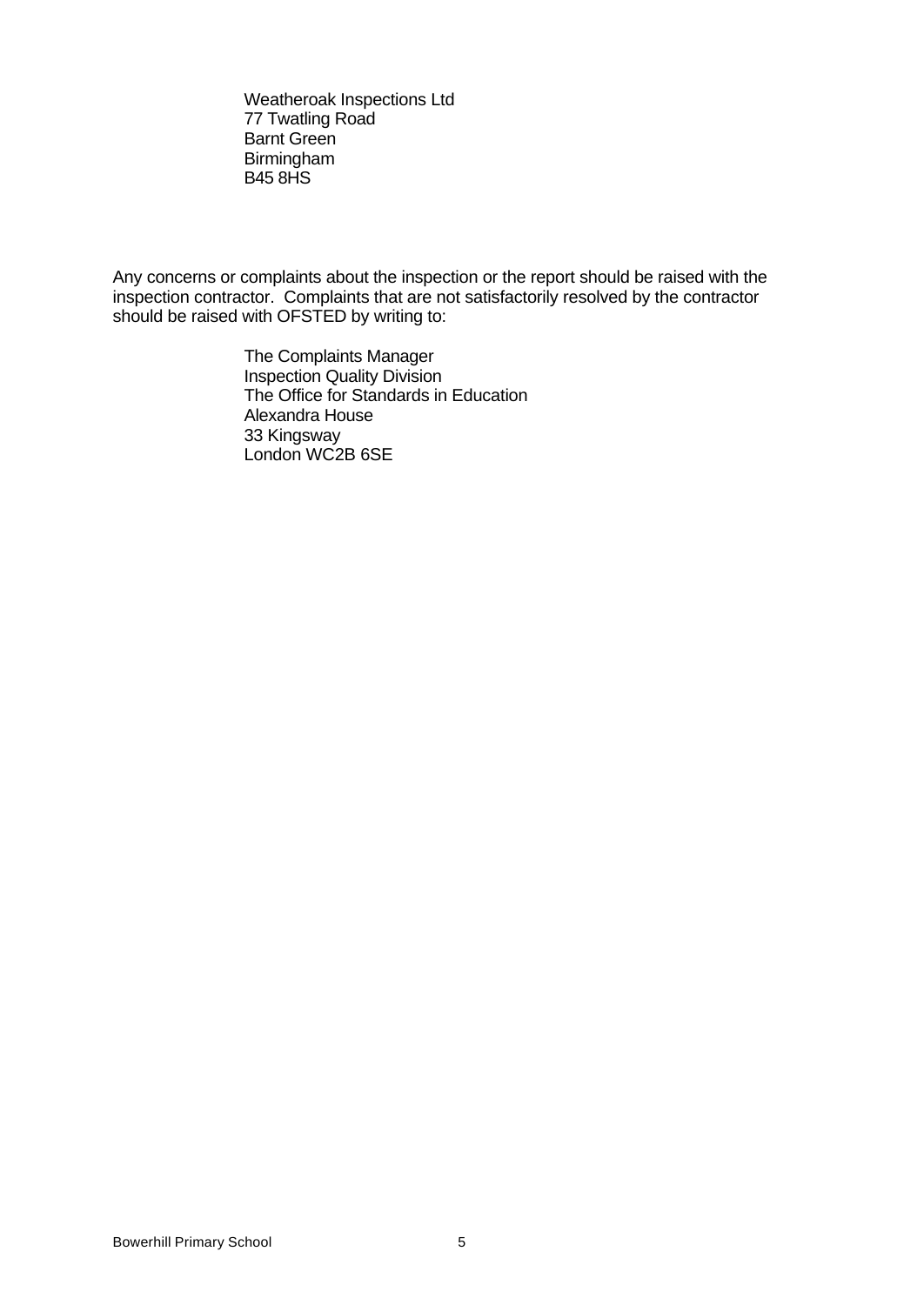Weatheroak Inspections Ltd
77 Twatling Road
Barnt Green
Birmingham
B45 8HS

Any concerns or complaints about the inspection or the report should be raised with the inspection contractor. Complaints that are not satisfactorily resolved by the contractor should be raised with OFSTED by writing to:

The Complaints Manager
Inspection Quality Division
The Office for Standards in Education
Alexandra House
33 Kingsway
London WC2B 6SE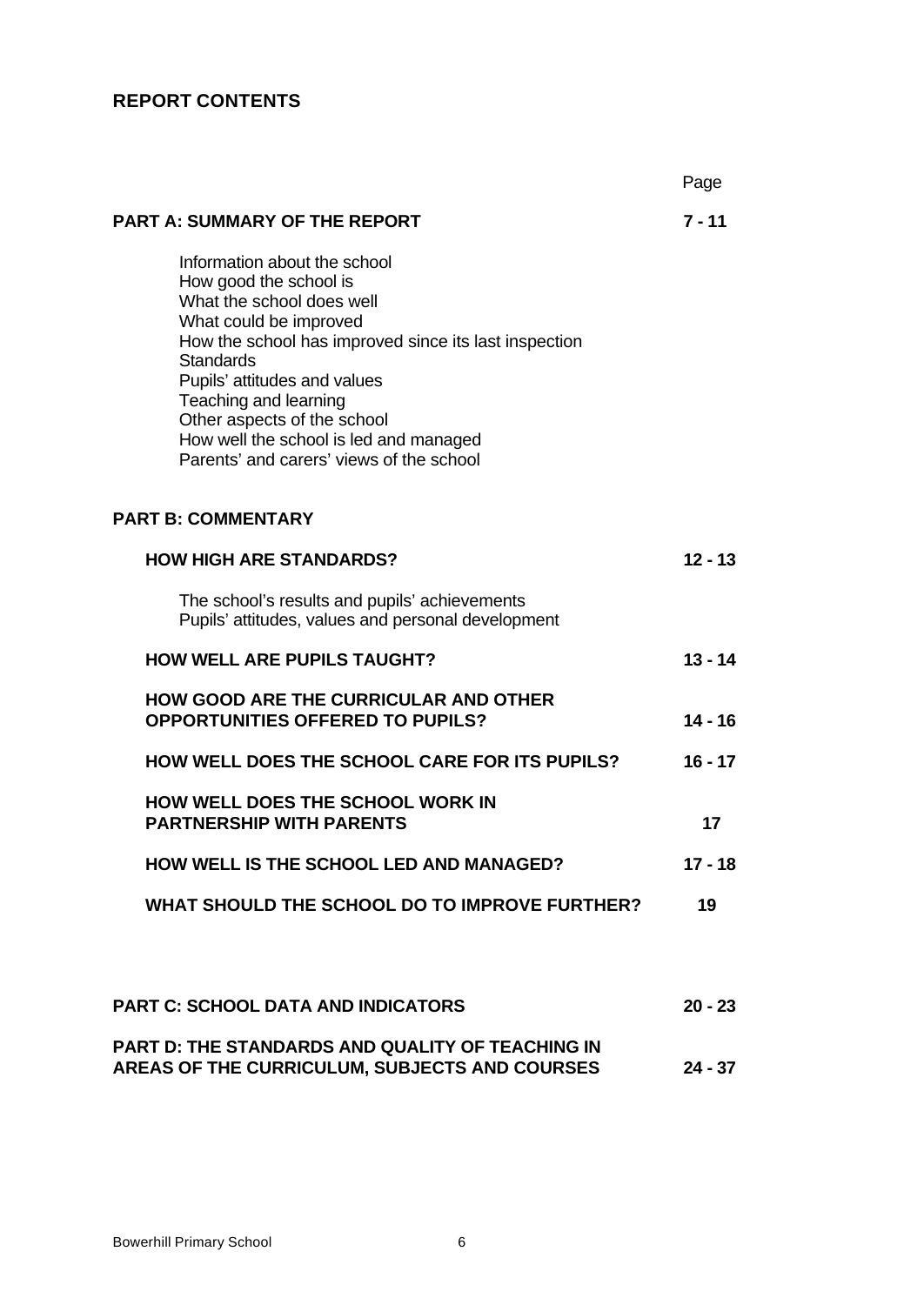## REPORT CONTENTS

| | Page |
|---|---|
| **PART A: SUMMARY OF THE REPORT** | **7 - 11** |
| Information about the school<br>How good the school is<br>What the school does well<br>What could be improved<br>How the school has improved since its last inspection<br>Standards<br>Pupils' attitudes and values<br>Teaching and learning<br>Other aspects of the school<br>How well the school is led and managed<br>Parents' and carers' views of the school | |
| **PART B: COMMENTARY** | |
| **HOW HIGH ARE STANDARDS?** | **12 - 13** |
| The school's results and pupils' achievements<br>Pupils' attitudes, values and personal development | |
| **HOW WELL ARE PUPILS TAUGHT?** | **13 - 14** |
| **HOW GOOD ARE THE CURRICULAR AND OTHER OPPORTUNITIES OFFERED TO PUPILS?** | **14 - 16** |
| **HOW WELL DOES THE SCHOOL CARE FOR ITS PUPILS?** | **16 - 17** |
| **HOW WELL DOES THE SCHOOL WORK IN PARTNERSHIP WITH PARENTS** | **17** |
| **HOW WELL IS THE SCHOOL LED AND MANAGED?** | **17 - 18** |
| **WHAT SHOULD THE SCHOOL DO TO IMPROVE FURTHER?** | **19** |
| **PART C: SCHOOL DATA AND INDICATORS** | **20 - 23** |
| **PART D: THE STANDARDS AND QUALITY OF TEACHING IN AREAS OF THE CURRICULUM, SUBJECTS AND COURSES** | **24 - 37** |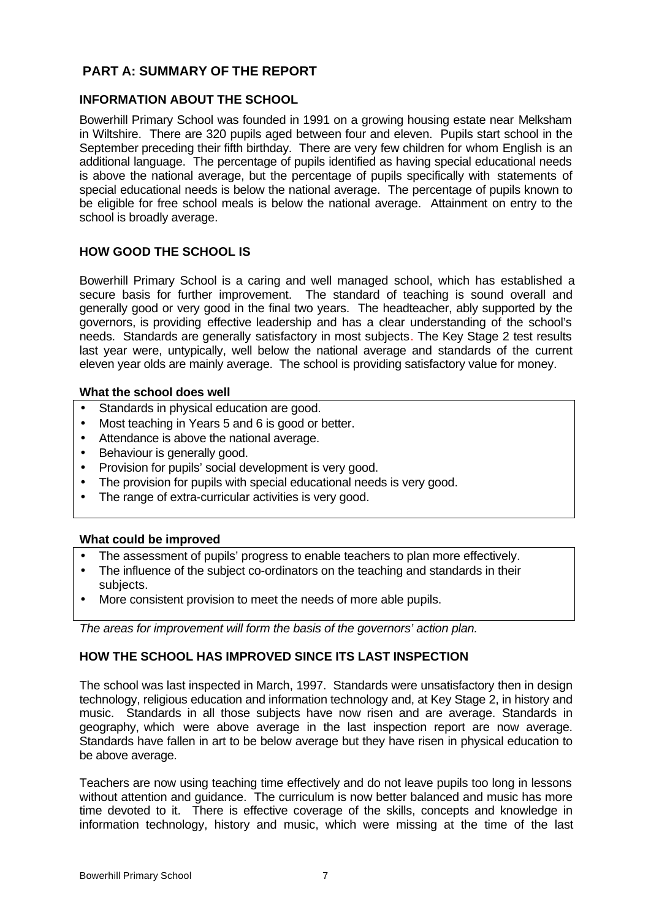## PART A: SUMMARY OF THE REPORT

### INFORMATION ABOUT THE SCHOOL

Bowerhill Primary School was founded in 1991 on a growing housing estate near Melksham in Wiltshire. There are 320 pupils aged between four and eleven. Pupils start school in the September preceding their fifth birthday. There are very few children for whom English is an additional language. The percentage of pupils identified as having special educational needs is above the national average, but the percentage of pupils specifically with statements of special educational needs is below the national average. The percentage of pupils known to be eligible for free school meals is below the national average. Attainment on entry to the school is broadly average.

### HOW GOOD THE SCHOOL IS

Bowerhill Primary School is a caring and well managed school, which has established a secure basis for further improvement. The standard of teaching is sound overall and generally good or very good in the final two years. The headteacher, ably supported by the governors, is providing effective leadership and has a clear understanding of the school's needs. Standards are generally satisfactory in most subjects. The Key Stage 2 test results last year were, untypically, well below the national average and standards of the current eleven year olds are mainly average. The school is providing satisfactory value for money.

**What the school does well**

- Standards in physical education are good.
- Most teaching in Years 5 and 6 is good or better.
- Attendance is above the national average.
- Behaviour is generally good.
- Provision for pupils' social development is very good.
- The provision for pupils with special educational needs is very good.
- The range of extra-curricular activities is very good.

**What could be improved**

- The assessment of pupils' progress to enable teachers to plan more effectively.
- The influence of the subject co-ordinators on the teaching and standards in their subjects.
- More consistent provision to meet the needs of more able pupils.

*The areas for improvement will form the basis of the governors' action plan.*

### HOW THE SCHOOL HAS IMPROVED SINCE ITS LAST INSPECTION

The school was last inspected in March, 1997. Standards were unsatisfactory then in design technology, religious education and information technology and, at Key Stage 2, in history and music. Standards in all those subjects have now risen and are average. Standards in geography, which were above average in the last inspection report are now average. Standards have fallen in art to be below average but they have risen in physical education to be above average.

Teachers are now using teaching time effectively and do not leave pupils too long in lessons without attention and guidance. The curriculum is now better balanced and music has more time devoted to it. There is effective coverage of the skills, concepts and knowledge in information technology, history and music, which were missing at the time of the last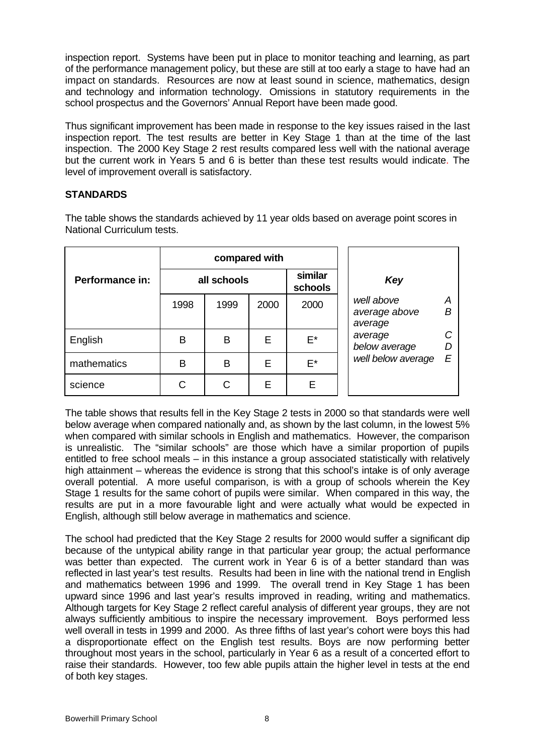inspection report. Systems have been put in place to monitor teaching and learning, as part of the performance management policy, but these are still at too early a stage to have had an impact on standards. Resources are now at least sound in science, mathematics, design and technology and information technology. Omissions in statutory requirements in the school prospectus and the Governors' Annual Report have been made good.

Thus significant improvement has been made in response to the key issues raised in the last inspection report. The test results are better in Key Stage 1 than at the time of the last inspection. The 2000 Key Stage 2 rest results compared less well with the national average but the current work in Years 5 and 6 is better than these test results would indicate. The level of improvement overall is satisfactory.

## STANDARDS

The table shows the standards achieved by 11 year olds based on average point scores in National Curriculum tests.

| Performance in: | compared with | | | |
|---|---|---|---|---|
| | all schools | | | similar schools |
| | 1998 | 1999 | 2000 | 2000 |
| English | B | B | E | E* |
| mathematics | B | B | E | E* |
| science | C | C | E | E |

| *Key* | |
|---|---|
| *well above average* | *A* |
| *above average* | *B* |
| *average* | *C* |
| *below average* | *D* |
| *well below average* | *E* |

The table shows that results fell in the Key Stage 2 tests in 2000 so that standards were well below average when compared nationally and, as shown by the last column, in the lowest 5% when compared with similar schools in English and mathematics. However, the comparison is unrealistic. The "similar schools" are those which have a similar proportion of pupils entitled to free school meals – in this instance a group associated statistically with relatively high attainment – whereas the evidence is strong that this school's intake is of only average overall potential. A more useful comparison, is with a group of schools wherein the Key Stage 1 results for the same cohort of pupils were similar. When compared in this way, the results are put in a more favourable light and were actually what would be expected in English, although still below average in mathematics and science.

The school had predicted that the Key Stage 2 results for 2000 would suffer a significant dip because of the untypical ability range in that particular year group; the actual performance was better than expected. The current work in Year 6 is of a better standard than was reflected in last year's test results. Results had been in line with the national trend in English and mathematics between 1996 and 1999. The overall trend in Key Stage 1 has been upward since 1996 and last year's results improved in reading, writing and mathematics. Although targets for Key Stage 2 reflect careful analysis of different year groups, they are not always sufficiently ambitious to inspire the necessary improvement. Boys performed less well overall in tests in 1999 and 2000. As three fifths of last year's cohort were boys this had a disproportionate effect on the English test results. Boys are now performing better throughout most years in the school, particularly in Year 6 as a result of a concerted effort to raise their standards. However, too few able pupils attain the higher level in tests at the end of both key stages.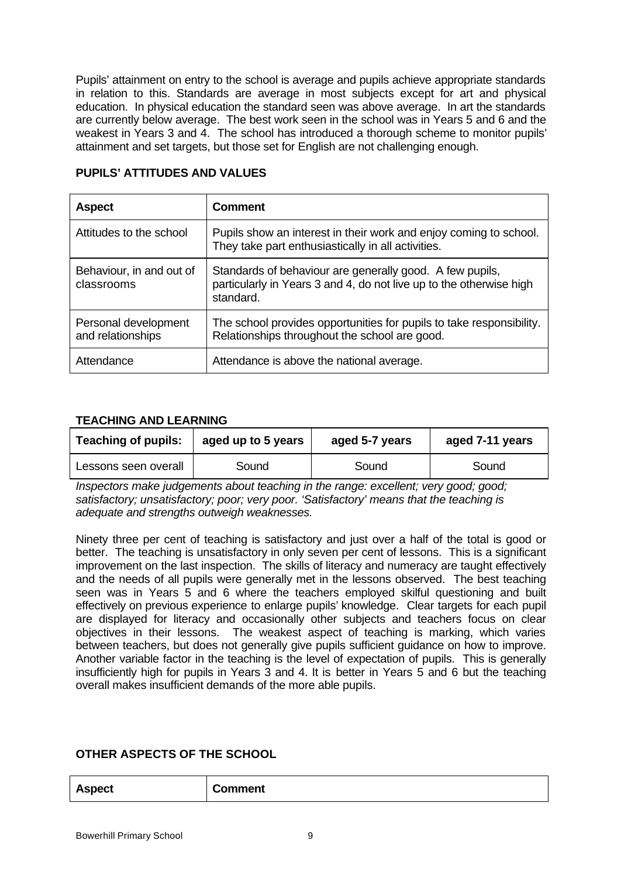Pupils' attainment on entry to the school is average and pupils achieve appropriate standards in relation to this. Standards are average in most subjects except for art and physical education. In physical education the standard seen was above average. In art the standards are currently below average. The best work seen in the school was in Years 5 and 6 and the weakest in Years 3 and 4. The school has introduced a thorough scheme to monitor pupils' attainment and set targets, but those set for English are not challenging enough.

## PUPILS' ATTITUDES AND VALUES

| Aspect | Comment |
|---|---|
| Attitudes to the school | Pupils show an interest in their work and enjoy coming to school. They take part enthusiastically in all activities. |
| Behaviour, in and out of classrooms | Standards of behaviour are generally good. A few pupils, particularly in Years 3 and 4, do not live up to the otherwise high standard. |
| Personal development and relationships | The school provides opportunities for pupils to take responsibility. Relationships throughout the school are good. |
| Attendance | Attendance is above the national average. |

## TEACHING AND LEARNING

| Teaching of pupils: | aged up to 5 years | aged 5-7 years | aged 7-11 years |
|---|---|---|---|
| Lessons seen overall | Sound | Sound | Sound |

*Inspectors make judgements about teaching in the range: excellent; very good; good; satisfactory; unsatisfactory; poor; very poor. 'Satisfactory' means that the teaching is adequate and strengths outweigh weaknesses.*

Ninety three per cent of teaching is satisfactory and just over a half of the total is good or better. The teaching is unsatisfactory in only seven per cent of lessons. This is a significant improvement on the last inspection. The skills of literacy and numeracy are taught effectively and the needs of all pupils were generally met in the lessons observed. The best teaching seen was in Years 5 and 6 where the teachers employed skilful questioning and built effectively on previous experience to enlarge pupils' knowledge. Clear targets for each pupil are displayed for literacy and occasionally other subjects and teachers focus on clear objectives in their lessons. The weakest aspect of teaching is marking, which varies between teachers, but does not generally give pupils sufficient guidance on how to improve. Another variable factor in the teaching is the level of expectation of pupils. This is generally insufficiently high for pupils in Years 3 and 4. It is better in Years 5 and 6 but the teaching overall makes insufficient demands of the more able pupils.

## OTHER ASPECTS OF THE SCHOOL

| Aspect | Comment |
|---|---|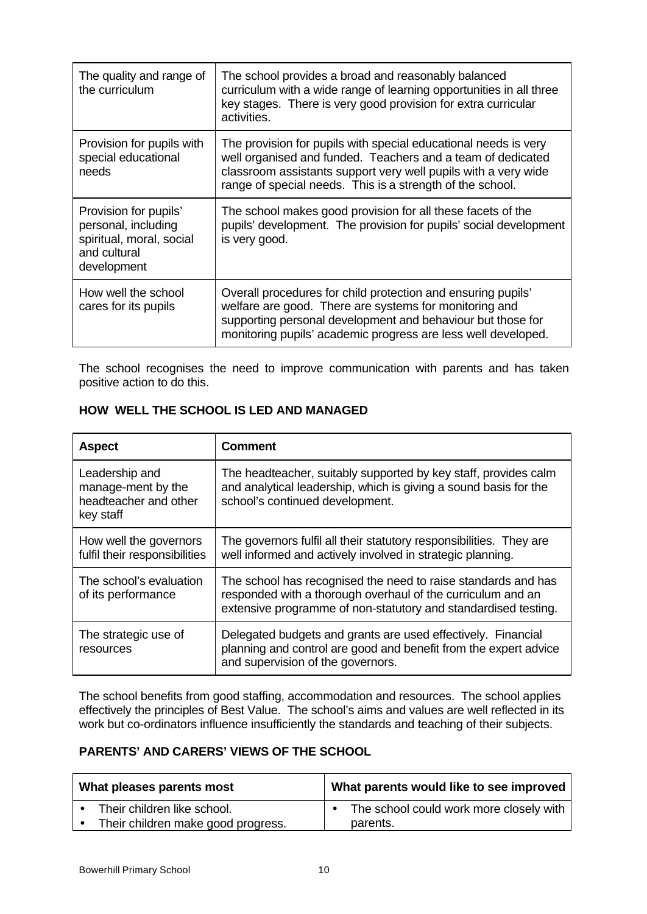| | |
|---|---|
| The quality and range of the curriculum | The school provides a broad and reasonably balanced curriculum with a wide range of learning opportunities in all three key stages. There is very good provision for extra curricular activities. |
| Provision for pupils with special educational needs | The provision for pupils with special educational needs is very well organised and funded. Teachers and a team of dedicated classroom assistants support very well pupils with a very wide range of special needs. This is a strength of the school. |
| Provision for pupils' personal, including spiritual, moral, social and cultural development | The school makes good provision for all these facets of the pupils' development. The provision for pupils' social development is very good. |
| How well the school cares for its pupils | Overall procedures for child protection and ensuring pupils' welfare are good. There are systems for monitoring and supporting personal development and behaviour but those for monitoring pupils' academic progress are less well developed. |

The school recognises the need to improve communication with parents and has taken positive action to do this.

## HOW WELL THE SCHOOL IS LED AND MANAGED

| Aspect | Comment |
|---|---|
| Leadership and manage-ment by the headteacher and other key staff | The headteacher, suitably supported by key staff, provides calm and analytical leadership, which is giving a sound basis for the school's continued development. |
| How well the governors fulfil their responsibilities | The governors fulfil all their statutory responsibilities. They are well informed and actively involved in strategic planning. |
| The school's evaluation of its performance | The school has recognised the need to raise standards and has responded with a thorough overhaul of the curriculum and an extensive programme of non-statutory and standardised testing. |
| The strategic use of resources | Delegated budgets and grants are used effectively. Financial planning and control are good and benefit from the expert advice and supervision of the governors. |

The school benefits from good staffing, accommodation and resources. The school applies effectively the principles of Best Value. The school's aims and values are well reflected in its work but co-ordinators influence insufficiently the standards and teaching of their subjects.

## PARENTS' AND CARERS' VIEWS OF THE SCHOOL

| What pleases parents most | What parents would like to see improved |
|---|---|
| • Their children like school.<br>• Their children make good progress. | • The school could work more closely with parents. |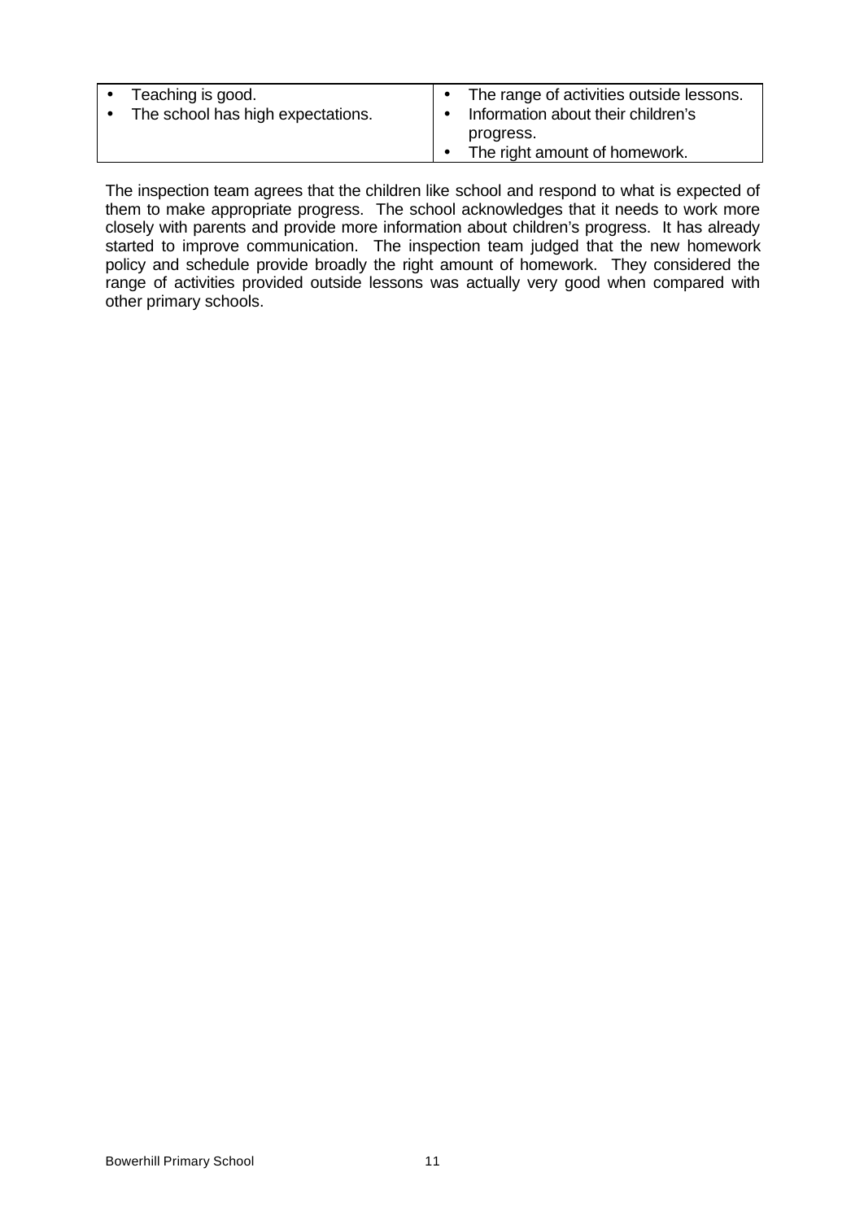| | |
|---|---|
| • Teaching is good.<br>• The school has high expectations. | • The range of activities outside lessons.<br>• Information about their children's progress.<br>• The right amount of homework. |

The inspection team agrees that the children like school and respond to what is expected of them to make appropriate progress. The school acknowledges that it needs to work more closely with parents and provide more information about children's progress. It has already started to improve communication. The inspection team judged that the new homework policy and schedule provide broadly the right amount of homework. They considered the range of activities provided outside lessons was actually very good when compared with other primary schools.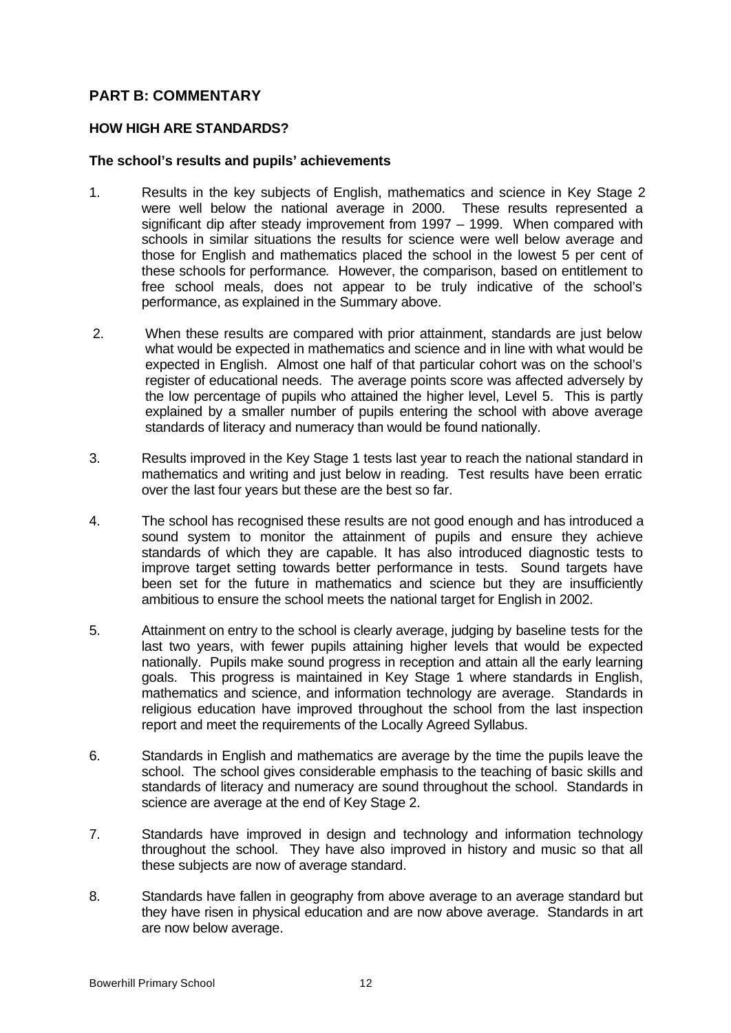## PART B: COMMENTARY

### HOW HIGH ARE STANDARDS?

#### The school's results and pupils' achievements

1. Results in the key subjects of English, mathematics and science in Key Stage 2 were well below the national average in 2000. These results represented a significant dip after steady improvement from 1997 – 1999. When compared with schools in similar situations the results for science were well below average and those for English and mathematics placed the school in the lowest 5 per cent of these schools for performance. However, the comparison, based on entitlement to free school meals, does not appear to be truly indicative of the school's performance, as explained in the Summary above.

2. When these results are compared with prior attainment, standards are just below what would be expected in mathematics and science and in line with what would be expected in English. Almost one half of that particular cohort was on the school's register of educational needs. The average points score was affected adversely by the low percentage of pupils who attained the higher level, Level 5. This is partly explained by a smaller number of pupils entering the school with above average standards of literacy and numeracy than would be found nationally.

3. Results improved in the Key Stage 1 tests last year to reach the national standard in mathematics and writing and just below in reading. Test results have been erratic over the last four years but these are the best so far.

4. The school has recognised these results are not good enough and has introduced a sound system to monitor the attainment of pupils and ensure they achieve standards of which they are capable. It has also introduced diagnostic tests to improve target setting towards better performance in tests. Sound targets have been set for the future in mathematics and science but they are insufficiently ambitious to ensure the school meets the national target for English in 2002.

5. Attainment on entry to the school is clearly average, judging by baseline tests for the last two years, with fewer pupils attaining higher levels that would be expected nationally. Pupils make sound progress in reception and attain all the early learning goals. This progress is maintained in Key Stage 1 where standards in English, mathematics and science, and information technology are average. Standards in religious education have improved throughout the school from the last inspection report and meet the requirements of the Locally Agreed Syllabus.

6. Standards in English and mathematics are average by the time the pupils leave the school. The school gives considerable emphasis to the teaching of basic skills and standards of literacy and numeracy are sound throughout the school. Standards in science are average at the end of Key Stage 2.

7. Standards have improved in design and technology and information technology throughout the school. They have also improved in history and music so that all these subjects are now of average standard.

8. Standards have fallen in geography from above average to an average standard but they have risen in physical education and are now above average. Standards in art are now below average.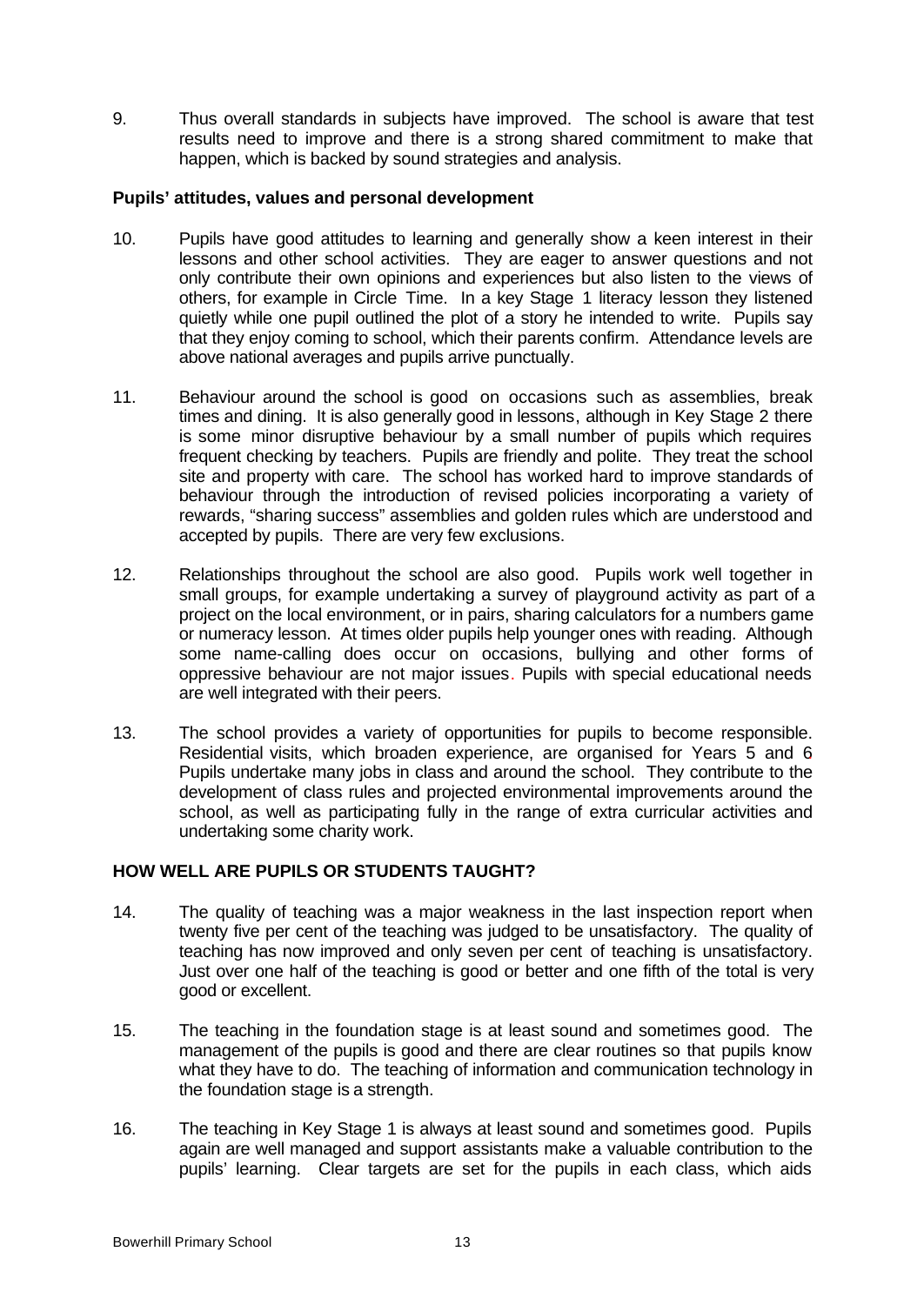9. Thus overall standards in subjects have improved. The school is aware that test results need to improve and there is a strong shared commitment to make that happen, which is backed by sound strategies and analysis.

**Pupils' attitudes, values and personal development**

10. Pupils have good attitudes to learning and generally show a keen interest in their lessons and other school activities. They are eager to answer questions and not only contribute their own opinions and experiences but also listen to the views of others, for example in Circle Time. In a key Stage 1 literacy lesson they listened quietly while one pupil outlined the plot of a story he intended to write. Pupils say that they enjoy coming to school, which their parents confirm. Attendance levels are above national averages and pupils arrive punctually.

11. Behaviour around the school is good on occasions such as assemblies, break times and dining. It is also generally good in lessons, although in Key Stage 2 there is some minor disruptive behaviour by a small number of pupils which requires frequent checking by teachers. Pupils are friendly and polite. They treat the school site and property with care. The school has worked hard to improve standards of behaviour through the introduction of revised policies incorporating a variety of rewards, "sharing success" assemblies and golden rules which are understood and accepted by pupils. There are very few exclusions.

12. Relationships throughout the school are also good. Pupils work well together in small groups, for example undertaking a survey of playground activity as part of a project on the local environment, or in pairs, sharing calculators for a numbers game or numeracy lesson. At times older pupils help younger ones with reading. Although some name-calling does occur on occasions, bullying and other forms of oppressive behaviour are not major issues. Pupils with special educational needs are well integrated with their peers.

13. The school provides a variety of opportunities for pupils to become responsible. Residential visits, which broaden experience, are organised for Years 5 and 6 Pupils undertake many jobs in class and around the school. They contribute to the development of class rules and projected environmental improvements around the school, as well as participating fully in the range of extra curricular activities and undertaking some charity work.

**HOW WELL ARE PUPILS OR STUDENTS TAUGHT?**

14. The quality of teaching was a major weakness in the last inspection report when twenty five per cent of the teaching was judged to be unsatisfactory. The quality of teaching has now improved and only seven per cent of teaching is unsatisfactory. Just over one half of the teaching is good or better and one fifth of the total is very good or excellent.

15. The teaching in the foundation stage is at least sound and sometimes good. The management of the pupils is good and there are clear routines so that pupils know what they have to do. The teaching of information and communication technology in the foundation stage is a strength.

16. The teaching in Key Stage 1 is always at least sound and sometimes good. Pupils again are well managed and support assistants make a valuable contribution to the pupils' learning. Clear targets are set for the pupils in each class, which aids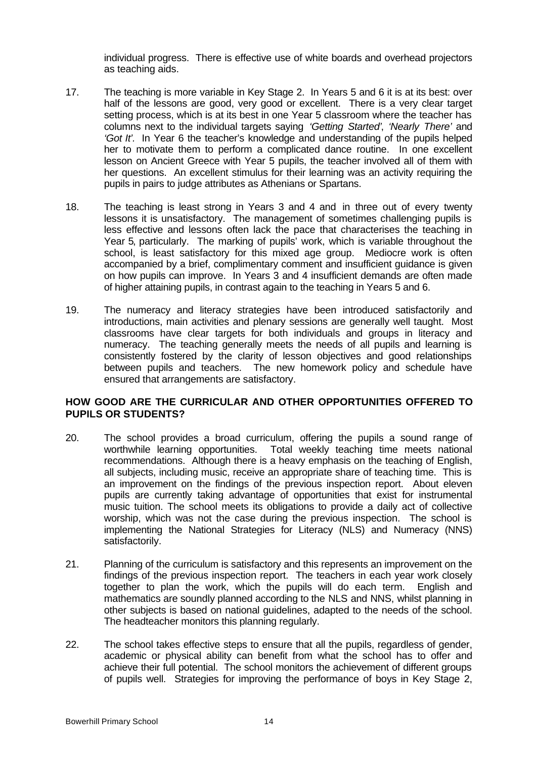individual progress. There is effective use of white boards and overhead projectors as teaching aids.

17. The teaching is more variable in Key Stage 2. In Years 5 and 6 it is at its best: over half of the lessons are good, very good or excellent. There is a very clear target setting process, which is at its best in one Year 5 classroom where the teacher has columns next to the individual targets saying *'Getting Started'*, *'Nearly There'* and *'Got It'*. In Year 6 the teacher's knowledge and understanding of the pupils helped her to motivate them to perform a complicated dance routine. In one excellent lesson on Ancient Greece with Year 5 pupils, the teacher involved all of them with her questions. An excellent stimulus for their learning was an activity requiring the pupils in pairs to judge attributes as Athenians or Spartans.

18. The teaching is least strong in Years 3 and 4 and in three out of every twenty lessons it is unsatisfactory. The management of sometimes challenging pupils is less effective and lessons often lack the pace that characterises the teaching in Year 5, particularly. The marking of pupils' work, which is variable throughout the school, is least satisfactory for this mixed age group. Mediocre work is often accompanied by a brief, complimentary comment and insufficient guidance is given on how pupils can improve. In Years 3 and 4 insufficient demands are often made of higher attaining pupils, in contrast again to the teaching in Years 5 and 6.

19. The numeracy and literacy strategies have been introduced satisfactorily and introductions, main activities and plenary sessions are generally well taught. Most classrooms have clear targets for both individuals and groups in literacy and numeracy. The teaching generally meets the needs of all pupils and learning is consistently fostered by the clarity of lesson objectives and good relationships between pupils and teachers. The new homework policy and schedule have ensured that arrangements are satisfactory.

## HOW GOOD ARE THE CURRICULAR AND OTHER OPPORTUNITIES OFFERED TO PUPILS OR STUDENTS?

20. The school provides a broad curriculum, offering the pupils a sound range of worthwhile learning opportunities. Total weekly teaching time meets national recommendations. Although there is a heavy emphasis on the teaching of English, all subjects, including music, receive an appropriate share of teaching time. This is an improvement on the findings of the previous inspection report. About eleven pupils are currently taking advantage of opportunities that exist for instrumental music tuition. The school meets its obligations to provide a daily act of collective worship, which was not the case during the previous inspection. The school is implementing the National Strategies for Literacy (NLS) and Numeracy (NNS) satisfactorily.

21. Planning of the curriculum is satisfactory and this represents an improvement on the findings of the previous inspection report. The teachers in each year work closely together to plan the work, which the pupils will do each term. English and mathematics are soundly planned according to the NLS and NNS, whilst planning in other subjects is based on national guidelines, adapted to the needs of the school. The headteacher monitors this planning regularly.

22. The school takes effective steps to ensure that all the pupils, regardless of gender, academic or physical ability can benefit from what the school has to offer and achieve their full potential. The school monitors the achievement of different groups of pupils well. Strategies for improving the performance of boys in Key Stage 2,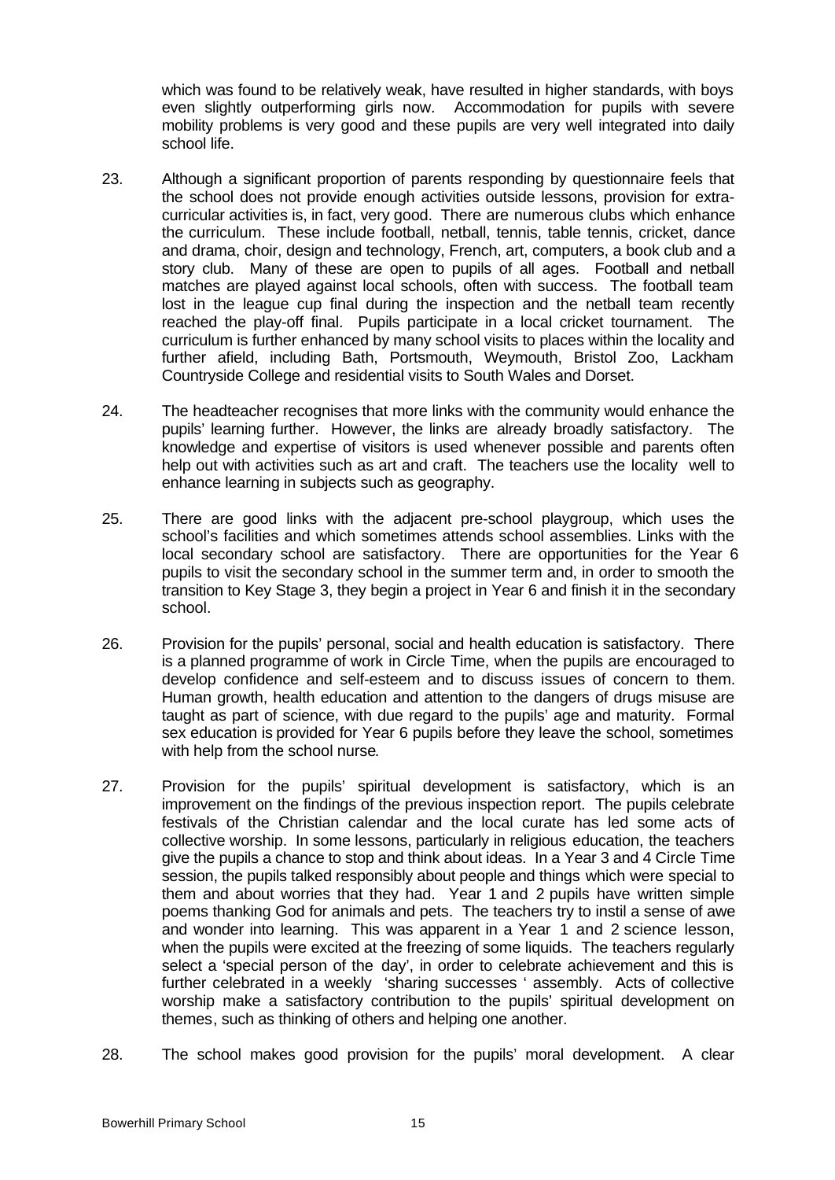which was found to be relatively weak, have resulted in higher standards, with boys even slightly outperforming girls now. Accommodation for pupils with severe mobility problems is very good and these pupils are very well integrated into daily school life.

23. Although a significant proportion of parents responding by questionnaire feels that the school does not provide enough activities outside lessons, provision for extra-curricular activities is, in fact, very good. There are numerous clubs which enhance the curriculum. These include football, netball, tennis, table tennis, cricket, dance and drama, choir, design and technology, French, art, computers, a book club and a story club. Many of these are open to pupils of all ages. Football and netball matches are played against local schools, often with success. The football team lost in the league cup final during the inspection and the netball team recently reached the play-off final. Pupils participate in a local cricket tournament. The curriculum is further enhanced by many school visits to places within the locality and further afield, including Bath, Portsmouth, Weymouth, Bristol Zoo, Lackham Countryside College and residential visits to South Wales and Dorset.

24. The headteacher recognises that more links with the community would enhance the pupils' learning further. However, the links are already broadly satisfactory. The knowledge and expertise of visitors is used whenever possible and parents often help out with activities such as art and craft. The teachers use the locality well to enhance learning in subjects such as geography.

25. There are good links with the adjacent pre-school playgroup, which uses the school's facilities and which sometimes attends school assemblies. Links with the local secondary school are satisfactory. There are opportunities for the Year 6 pupils to visit the secondary school in the summer term and, in order to smooth the transition to Key Stage 3, they begin a project in Year 6 and finish it in the secondary school.

26. Provision for the pupils' personal, social and health education is satisfactory. There is a planned programme of work in Circle Time, when the pupils are encouraged to develop confidence and self-esteem and to discuss issues of concern to them. Human growth, health education and attention to the dangers of drugs misuse are taught as part of science, with due regard to the pupils' age and maturity. Formal sex education is provided for Year 6 pupils before they leave the school, sometimes with help from the school nurse.

27. Provision for the pupils' spiritual development is satisfactory, which is an improvement on the findings of the previous inspection report. The pupils celebrate festivals of the Christian calendar and the local curate has led some acts of collective worship. In some lessons, particularly in religious education, the teachers give the pupils a chance to stop and think about ideas. In a Year 3 and 4 Circle Time session, the pupils talked responsibly about people and things which were special to them and about worries that they had. Year 1 and 2 pupils have written simple poems thanking God for animals and pets. The teachers try to instil a sense of awe and wonder into learning. This was apparent in a Year 1 and 2 science lesson, when the pupils were excited at the freezing of some liquids. The teachers regularly select a 'special person of the day', in order to celebrate achievement and this is further celebrated in a weekly 'sharing successes ' assembly. Acts of collective worship make a satisfactory contribution to the pupils' spiritual development on themes, such as thinking of others and helping one another.

28. The school makes good provision for the pupils' moral development. A clear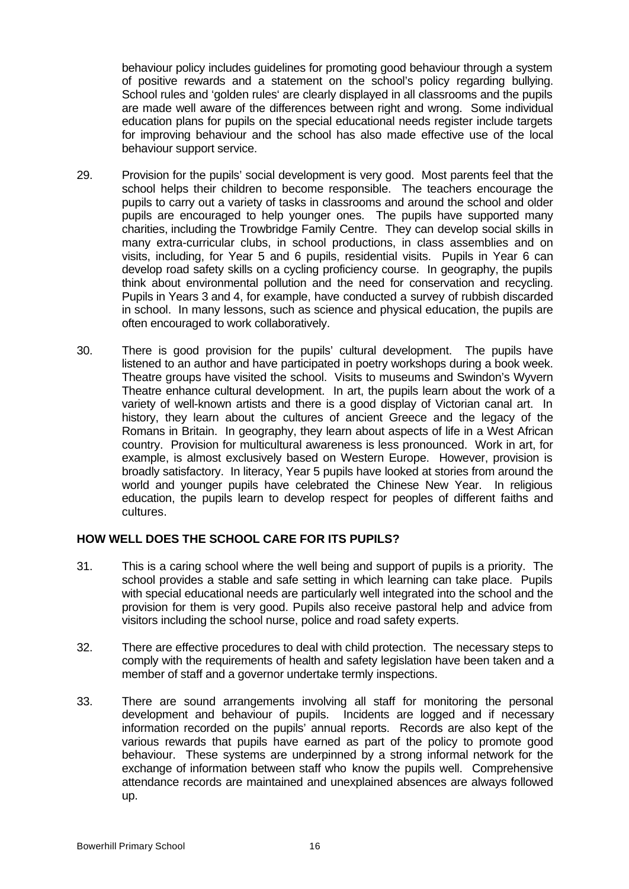behaviour policy includes guidelines for promoting good behaviour through a system of positive rewards and a statement on the school's policy regarding bullying. School rules and 'golden rules' are clearly displayed in all classrooms and the pupils are made well aware of the differences between right and wrong. Some individual education plans for pupils on the special educational needs register include targets for improving behaviour and the school has also made effective use of the local behaviour support service.

29. Provision for the pupils' social development is very good. Most parents feel that the school helps their children to become responsible. The teachers encourage the pupils to carry out a variety of tasks in classrooms and around the school and older pupils are encouraged to help younger ones. The pupils have supported many charities, including the Trowbridge Family Centre. They can develop social skills in many extra-curricular clubs, in school productions, in class assemblies and on visits, including, for Year 5 and 6 pupils, residential visits. Pupils in Year 6 can develop road safety skills on a cycling proficiency course. In geography, the pupils think about environmental pollution and the need for conservation and recycling. Pupils in Years 3 and 4, for example, have conducted a survey of rubbish discarded in school. In many lessons, such as science and physical education, the pupils are often encouraged to work collaboratively.

30. There is good provision for the pupils' cultural development. The pupils have listened to an author and have participated in poetry workshops during a book week. Theatre groups have visited the school. Visits to museums and Swindon's Wyvern Theatre enhance cultural development. In art, the pupils learn about the work of a variety of well-known artists and there is a good display of Victorian canal art. In history, they learn about the cultures of ancient Greece and the legacy of the Romans in Britain. In geography, they learn about aspects of life in a West African country. Provision for multicultural awareness is less pronounced. Work in art, for example, is almost exclusively based on Western Europe. However, provision is broadly satisfactory. In literacy, Year 5 pupils have looked at stories from around the world and younger pupils have celebrated the Chinese New Year. In religious education, the pupils learn to develop respect for peoples of different faiths and cultures.

## HOW WELL DOES THE SCHOOL CARE FOR ITS PUPILS?

31. This is a caring school where the well being and support of pupils is a priority. The school provides a stable and safe setting in which learning can take place. Pupils with special educational needs are particularly well integrated into the school and the provision for them is very good. Pupils also receive pastoral help and advice from visitors including the school nurse, police and road safety experts.

32. There are effective procedures to deal with child protection. The necessary steps to comply with the requirements of health and safety legislation have been taken and a member of staff and a governor undertake termly inspections.

33. There are sound arrangements involving all staff for monitoring the personal development and behaviour of pupils. Incidents are logged and if necessary information recorded on the pupils' annual reports. Records are also kept of the various rewards that pupils have earned as part of the policy to promote good behaviour. These systems are underpinned by a strong informal network for the exchange of information between staff who know the pupils well. Comprehensive attendance records are maintained and unexplained absences are always followed up.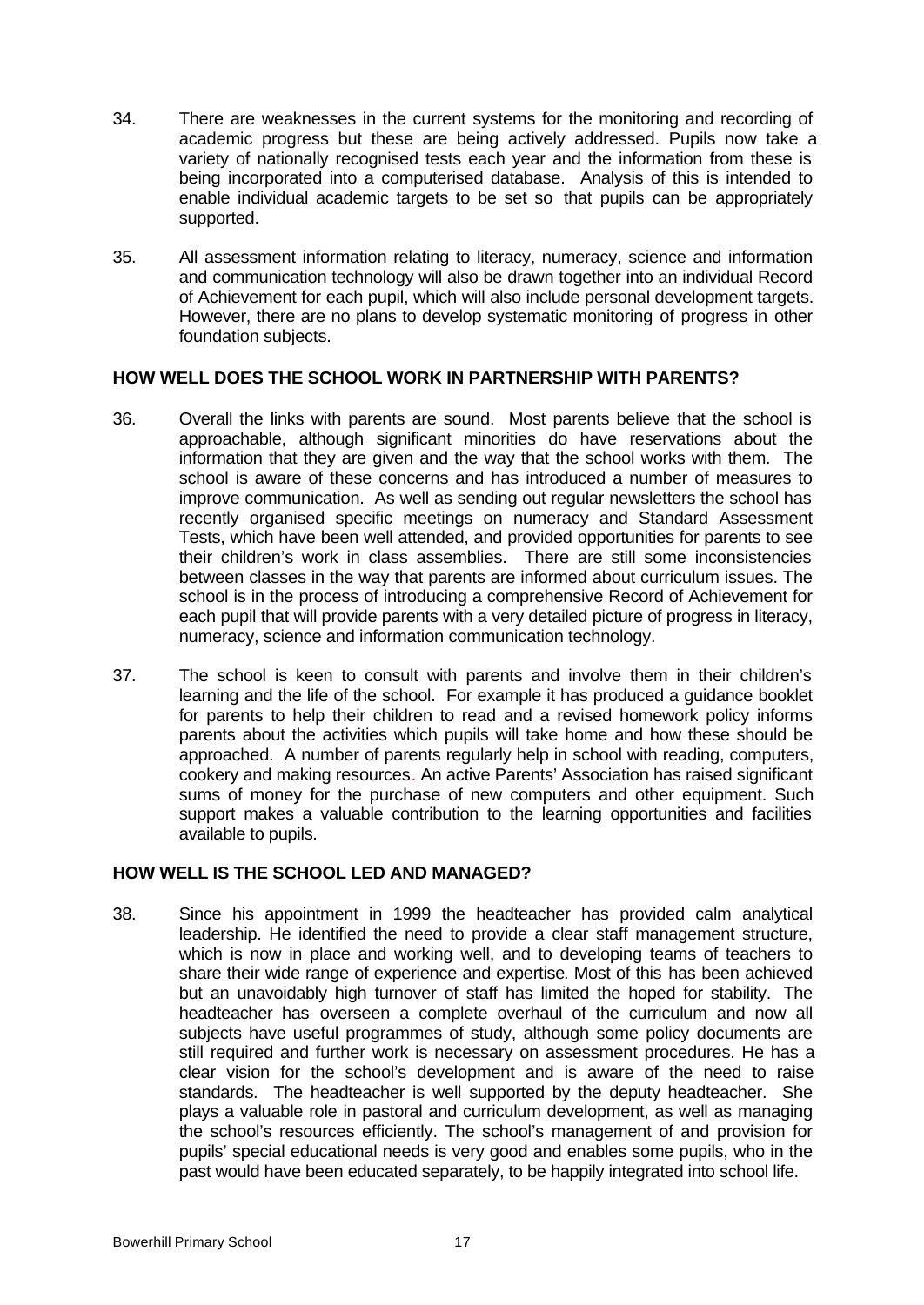34. There are weaknesses in the current systems for the monitoring and recording of academic progress but these are being actively addressed. Pupils now take a variety of nationally recognised tests each year and the information from these is being incorporated into a computerised database. Analysis of this is intended to enable individual academic targets to be set so that pupils can be appropriately supported.

35. All assessment information relating to literacy, numeracy, science and information and communication technology will also be drawn together into an individual Record of Achievement for each pupil, which will also include personal development targets. However, there are no plans to develop systematic monitoring of progress in other foundation subjects.

## HOW WELL DOES THE SCHOOL WORK IN PARTNERSHIP WITH PARENTS?

36. Overall the links with parents are sound. Most parents believe that the school is approachable, although significant minorities do have reservations about the information that they are given and the way that the school works with them. The school is aware of these concerns and has introduced a number of measures to improve communication. As well as sending out regular newsletters the school has recently organised specific meetings on numeracy and Standard Assessment Tests, which have been well attended, and provided opportunities for parents to see their children's work in class assemblies. There are still some inconsistencies between classes in the way that parents are informed about curriculum issues. The school is in the process of introducing a comprehensive Record of Achievement for each pupil that will provide parents with a very detailed picture of progress in literacy, numeracy, science and information communication technology.

37. The school is keen to consult with parents and involve them in their children's learning and the life of the school. For example it has produced a guidance booklet for parents to help their children to read and a revised homework policy informs parents about the activities which pupils will take home and how these should be approached. A number of parents regularly help in school with reading, computers, cookery and making resources. An active Parents' Association has raised significant sums of money for the purchase of new computers and other equipment. Such support makes a valuable contribution to the learning opportunities and facilities available to pupils.

## HOW WELL IS THE SCHOOL LED AND MANAGED?

38. Since his appointment in 1999 the headteacher has provided calm analytical leadership. He identified the need to provide a clear staff management structure, which is now in place and working well, and to developing teams of teachers to share their wide range of experience and expertise. Most of this has been achieved but an unavoidably high turnover of staff has limited the hoped for stability. The headteacher has overseen a complete overhaul of the curriculum and now all subjects have useful programmes of study, although some policy documents are still required and further work is necessary on assessment procedures. He has a clear vision for the school's development and is aware of the need to raise standards. The headteacher is well supported by the deputy headteacher. She plays a valuable role in pastoral and curriculum development, as well as managing the school's resources efficiently. The school's management of and provision for pupils' special educational needs is very good and enables some pupils, who in the past would have been educated separately, to be happily integrated into school life.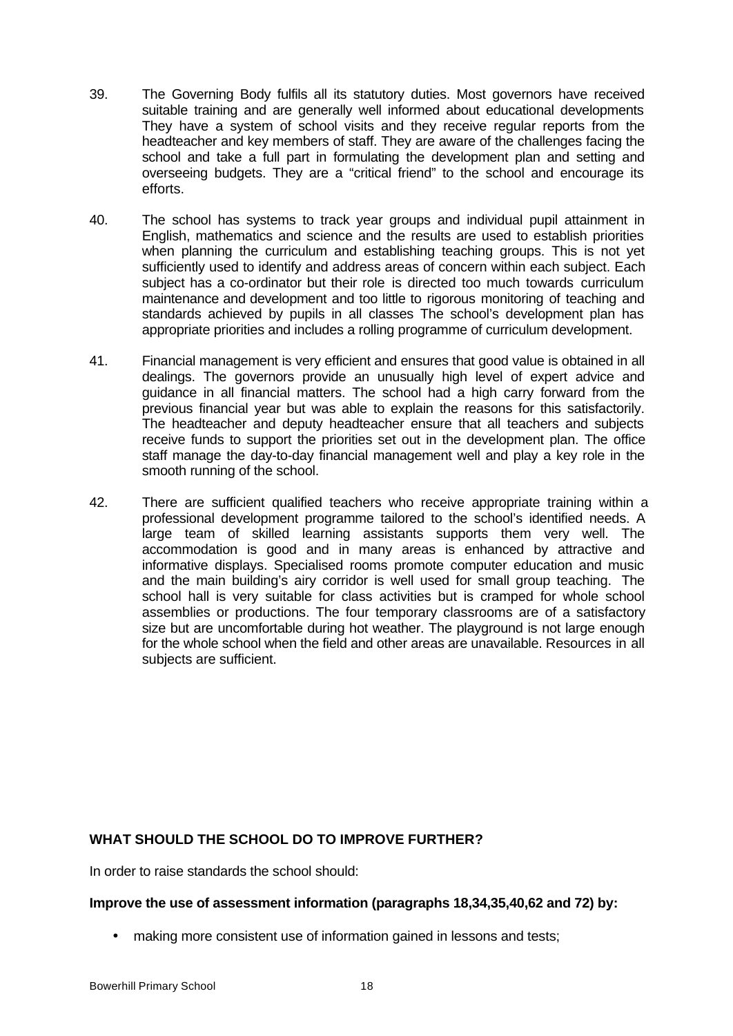39. The Governing Body fulfils all its statutory duties. Most governors have received suitable training and are generally well informed about educational developments They have a system of school visits and they receive regular reports from the headteacher and key members of staff. They are aware of the challenges facing the school and take a full part in formulating the development plan and setting and overseeing budgets. They are a "critical friend" to the school and encourage its efforts.

40. The school has systems to track year groups and individual pupil attainment in English, mathematics and science and the results are used to establish priorities when planning the curriculum and establishing teaching groups. This is not yet sufficiently used to identify and address areas of concern within each subject. Each subject has a co-ordinator but their role is directed too much towards curriculum maintenance and development and too little to rigorous monitoring of teaching and standards achieved by pupils in all classes The school's development plan has appropriate priorities and includes a rolling programme of curriculum development.

41. Financial management is very efficient and ensures that good value is obtained in all dealings. The governors provide an unusually high level of expert advice and guidance in all financial matters. The school had a high carry forward from the previous financial year but was able to explain the reasons for this satisfactorily. The headteacher and deputy headteacher ensure that all teachers and subjects receive funds to support the priorities set out in the development plan. The office staff manage the day-to-day financial management well and play a key role in the smooth running of the school.

42. There are sufficient qualified teachers who receive appropriate training within a professional development programme tailored to the school's identified needs. A large team of skilled learning assistants supports them very well. The accommodation is good and in many areas is enhanced by attractive and informative displays. Specialised rooms promote computer education and music and the main building's airy corridor is well used for small group teaching. The school hall is very suitable for class activities but is cramped for whole school assemblies or productions. The four temporary classrooms are of a satisfactory size but are uncomfortable during hot weather. The playground is not large enough for the whole school when the field and other areas are unavailable. Resources in all subjects are sufficient.

## WHAT SHOULD THE SCHOOL DO TO IMPROVE FURTHER?

In order to raise standards the school should:

**Improve the use of assessment information (paragraphs 18,34,35,40,62 and 72) by:**

- making more consistent use of information gained in lessons and tests;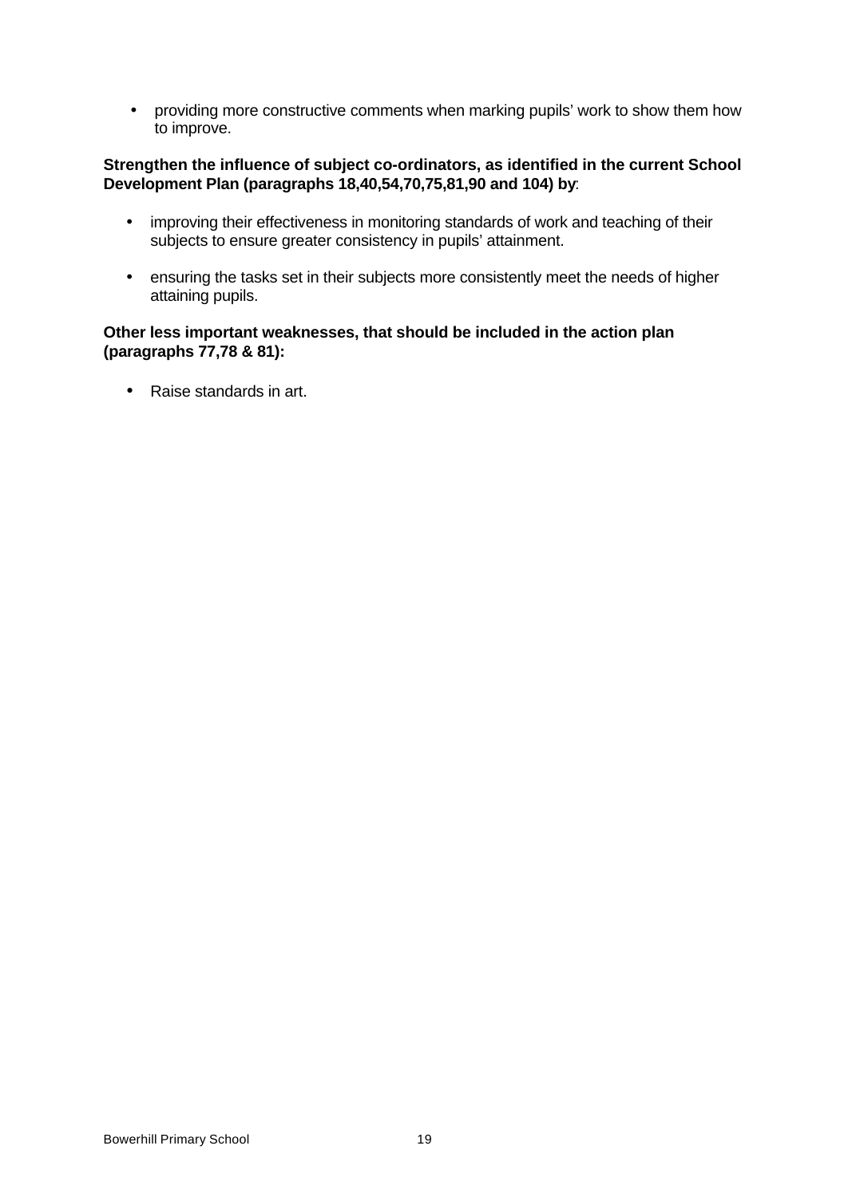- providing more constructive comments when marking pupils' work to show them how to improve.

**Strengthen the influence of subject co-ordinators, as identified in the current School Development Plan (paragraphs 18,40,54,70,75,81,90 and 104) by**:

- improving their effectiveness in monitoring standards of work and teaching of their subjects to ensure greater consistency in pupils' attainment.
- ensuring the tasks set in their subjects more consistently meet the needs of higher attaining pupils.

**Other less important weaknesses, that should be included in the action plan (paragraphs 77,78 & 81):**

- Raise standards in art.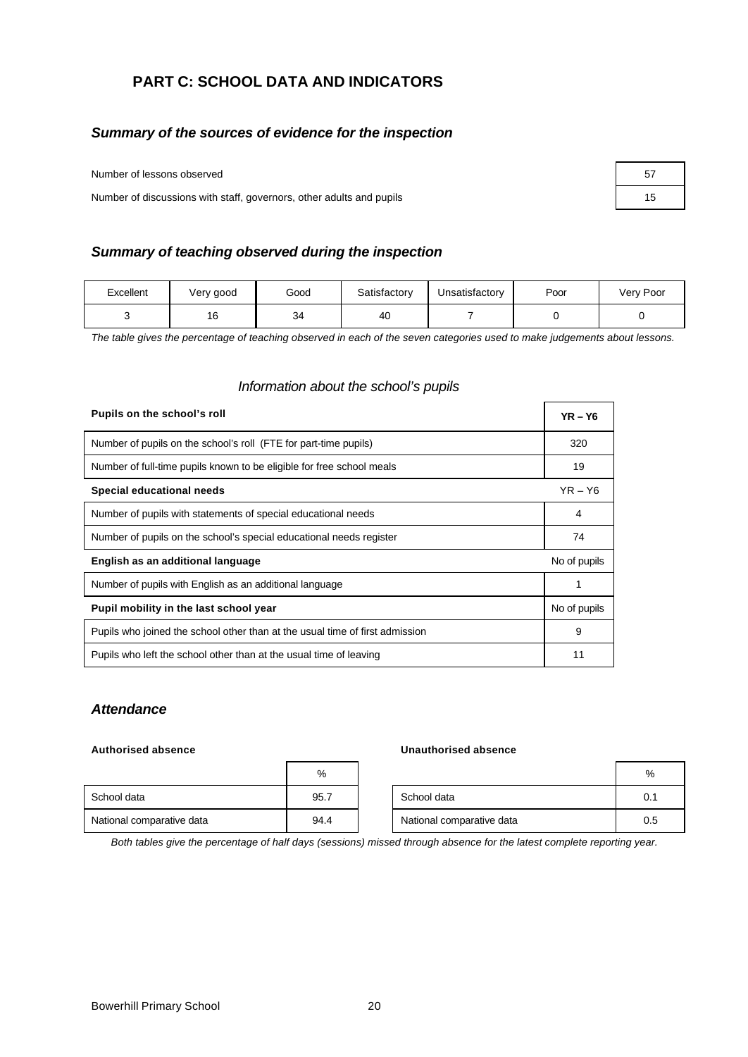## PART C: SCHOOL DATA AND INDICATORS

### *Summary of the sources of evidence for the inspection*

| | |
|---|---|
| Number of lessons observed | 57 |
| Number of discussions with staff, governors, other adults and pupils | 15 |

### *Summary of teaching observed during the inspection*

| Excellent | Very good | Good | Satisfactory | Unsatisfactory | Poor | Very Poor |
|---|---|---|---|---|---|---|
| 3 | 16 | 34 | 40 | 7 | 0 | 0 |

*The table gives the percentage of teaching observed in each of the seven categories used to make judgements about lessons.*

### *Information about the school's pupils*

| **Pupils on the school's roll** | **YR – Y6** |
|---|---|
| Number of pupils on the school's roll (FTE for part-time pupils) | 320 |
| Number of full-time pupils known to be eligible for free school meals | 19 |
| **Special educational needs** | YR – Y6 |
| Number of pupils with statements of special educational needs | 4 |
| Number of pupils on the school's special educational needs register | 74 |
| **English as an additional language** | No of pupils |
| Number of pupils with English as an additional language | 1 |
| **Pupil mobility in the last school year** | No of pupils |
| Pupils who joined the school other than at the usual time of first admission | 9 |
| Pupils who left the school other than at the usual time of leaving | 11 |

### *Attendance*

**Authorised absence**

| | % |
|---|---|
| School data | 95.7 |
| National comparative data | 94.4 |

**Unauthorised absence**

| | % |
|---|---|
| School data | 0.1 |
| National comparative data | 0.5 |

*Both tables give the percentage of half days (sessions) missed through absence for the latest complete reporting year.*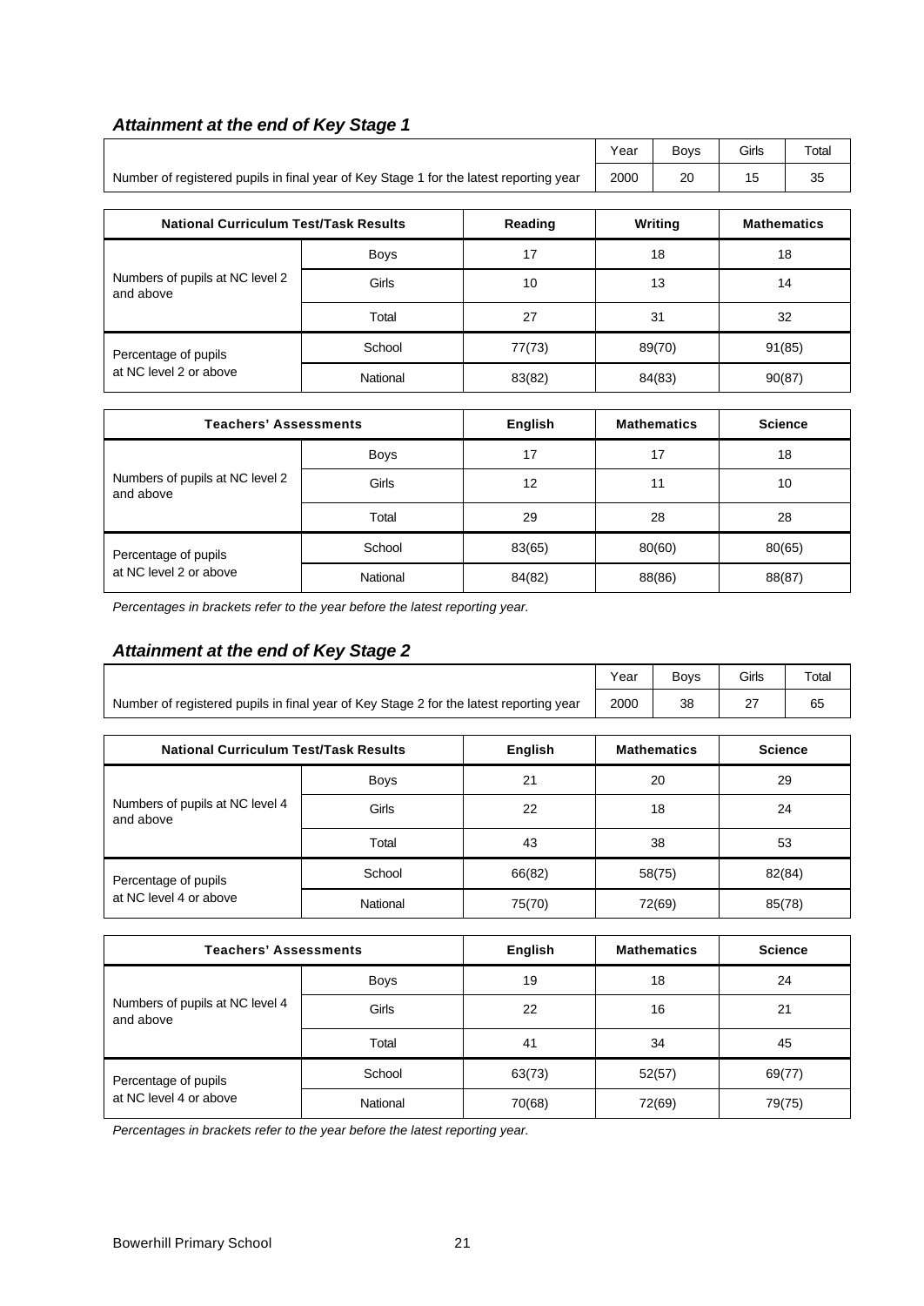### *Attainment at the end of Key Stage 1*

| | Year | Boys | Girls | Total |
|---|---|---|---|---|
| Number of registered pupils in final year of Key Stage 1 for the latest reporting year | 2000 | 20 | 15 | 35 |

| National Curriculum Test/Task Results | | Reading | Writing | Mathematics |
|---|---|---|---|---|
| Numbers of pupils at NC level 2 and above | Boys | 17 | 18 | 18 |
| | Girls | 10 | 13 | 14 |
| | Total | 27 | 31 | 32 |
| Percentage of pupils at NC level 2 or above | School | 77(73) | 89(70) | 91(85) |
| | National | 83(82) | 84(83) | 90(87) |

| Teachers' Assessments | | English | Mathematics | Science |
|---|---|---|---|---|
| Numbers of pupils at NC level 2 and above | Boys | 17 | 17 | 18 |
| | Girls | 12 | 11 | 10 |
| | Total | 29 | 28 | 28 |
| Percentage of pupils at NC level 2 or above | School | 83(65) | 80(60) | 80(65) |
| | National | 84(82) | 88(86) | 88(87) |

*Percentages in brackets refer to the year before the latest reporting year.*

### *Attainment at the end of Key Stage 2*

| | Year | Boys | Girls | Total |
|---|---|---|---|---|
| Number of registered pupils in final year of Key Stage 2 for the latest reporting year | 2000 | 38 | 27 | 65 |

| National Curriculum Test/Task Results | | English | Mathematics | Science |
|---|---|---|---|---|
| Numbers of pupils at NC level 4 and above | Boys | 21 | 20 | 29 |
| | Girls | 22 | 18 | 24 |
| | Total | 43 | 38 | 53 |
| Percentage of pupils at NC level 4 or above | School | 66(82) | 58(75) | 82(84) |
| | National | 75(70) | 72(69) | 85(78) |

| Teachers' Assessments | | English | Mathematics | Science |
|---|---|---|---|---|
| Numbers of pupils at NC level 4 and above | Boys | 19 | 18 | 24 |
| | Girls | 22 | 16 | 21 |
| | Total | 41 | 34 | 45 |
| Percentage of pupils at NC level 4 or above | School | 63(73) | 52(57) | 69(77) |
| | National | 70(68) | 72(69) | 79(75) |

*Percentages in brackets refer to the year before the latest reporting year.*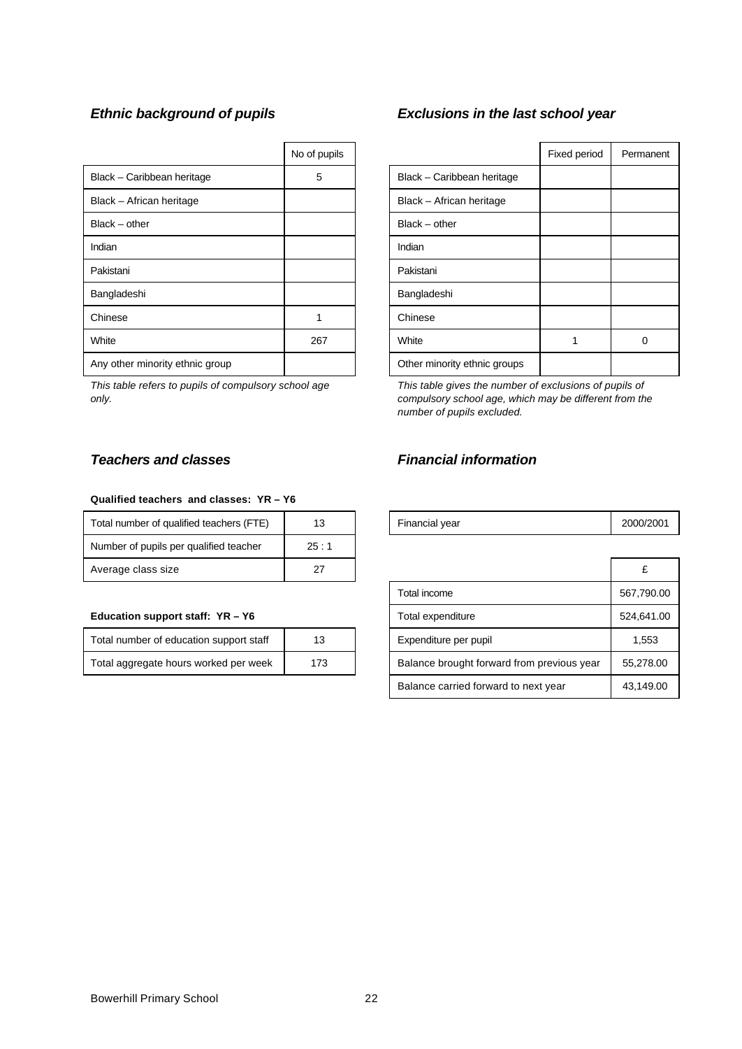### *Ethnic background of pupils*

| | No of pupils |
|---|---|
| Black – Caribbean heritage | 5 |
| Black – African heritage | |
| Black – other | |
| Indian | |
| Pakistani | |
| Bangladeshi | |
| Chinese | 1 |
| White | 267 |
| Any other minority ethnic group | |

*This table refers to pupils of compulsory school age only.*

### *Exclusions in the last school year*

| | Fixed period | Permanent |
|---|---|---|
| Black – Caribbean heritage | | |
| Black – African heritage | | |
| Black – other | | |
| Indian | | |
| Pakistani | | |
| Bangladeshi | | |
| Chinese | | |
| White | 1 | 0 |
| Other minority ethnic groups | | |

*This table gives the number of exclusions of pupils of compulsory school age, which may be different from the number of pupils excluded.*

### *Teachers and classes*

**Qualified teachers and classes: YR – Y6**

| | |
|---|---|
| Total number of qualified teachers (FTE) | 13 |
| Number of pupils per qualified teacher | 25 : 1 |
| Average class size | 27 |

**Education support staff: YR – Y6**

| | |
|---|---|
| Total number of education support staff | 13 |
| Total aggregate hours worked per week | 173 |

### *Financial information*

| | |
|---|---|
| Financial year | 2000/2001 |

| | £ |
|---|---|
| Total income | 567,790.00 |
| Total expenditure | 524,641.00 |
| Expenditure per pupil | 1,553 |
| Balance brought forward from previous year | 55,278.00 |
| Balance carried forward to next year | 43,149.00 |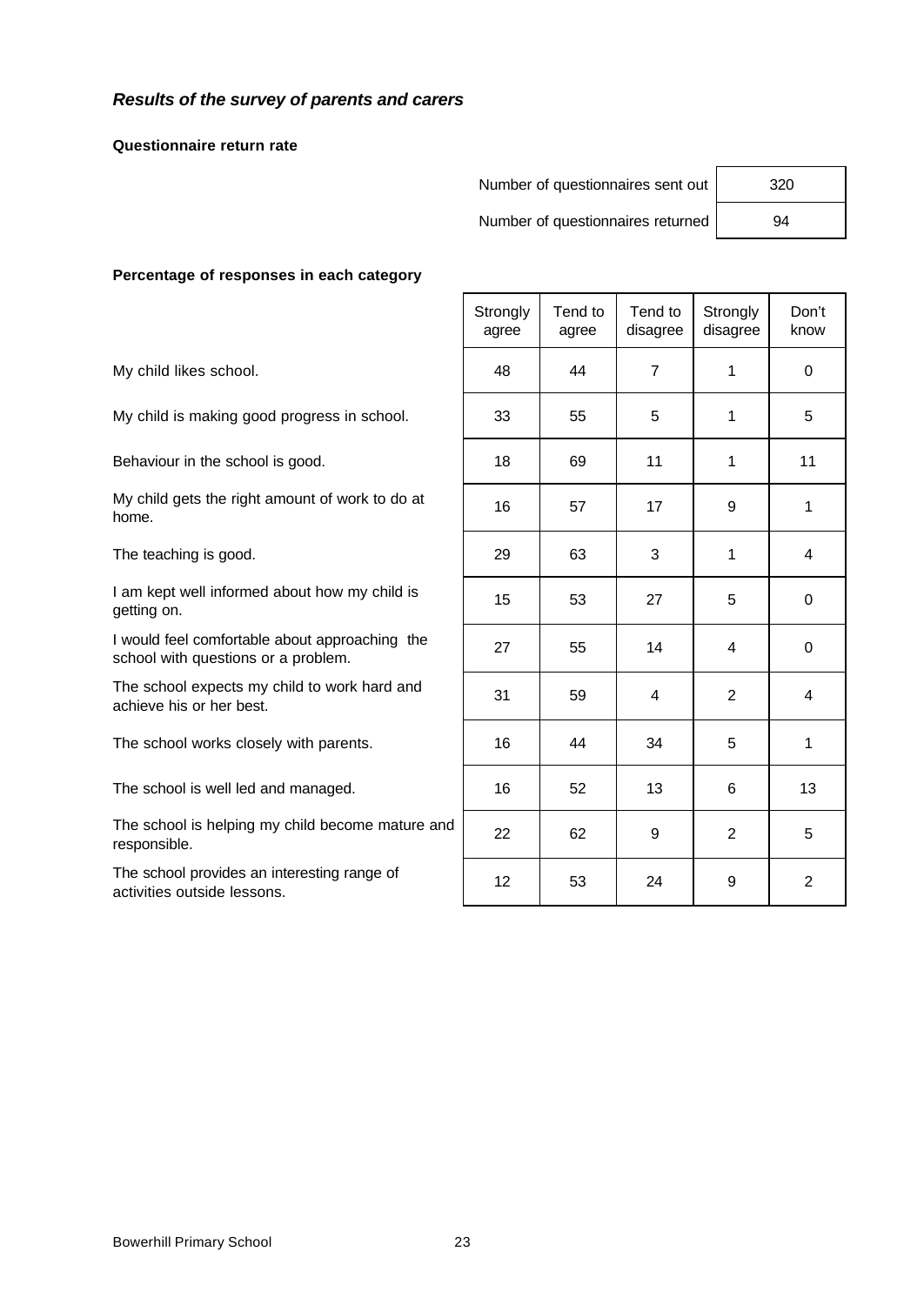## *Results of the survey of parents and carers*

**Questionnaire return rate**

| | |
|---|---|
| Number of questionnaires sent out | 320 |
| Number of questionnaires returned | 94 |

**Percentage of responses in each category**

| | Strongly agree | Tend to agree | Tend to disagree | Strongly disagree | Don't know |
|---|---|---|---|---|---|
| My child likes school. | 48 | 44 | 7 | 1 | 0 |
| My child is making good progress in school. | 33 | 55 | 5 | 1 | 5 |
| Behaviour in the school is good. | 18 | 69 | 11 | 1 | 11 |
| My child gets the right amount of work to do at home. | 16 | 57 | 17 | 9 | 1 |
| The teaching is good. | 29 | 63 | 3 | 1 | 4 |
| I am kept well informed about how my child is getting on. | 15 | 53 | 27 | 5 | 0 |
| I would feel comfortable about approaching the school with questions or a problem. | 27 | 55 | 14 | 4 | 0 |
| The school expects my child to work hard and achieve his or her best. | 31 | 59 | 4 | 2 | 4 |
| The school works closely with parents. | 16 | 44 | 34 | 5 | 1 |
| The school is well led and managed. | 16 | 52 | 13 | 6 | 13 |
| The school is helping my child become mature and responsible. | 22 | 62 | 9 | 2 | 5 |
| The school provides an interesting range of activities outside lessons. | 12 | 53 | 24 | 9 | 2 |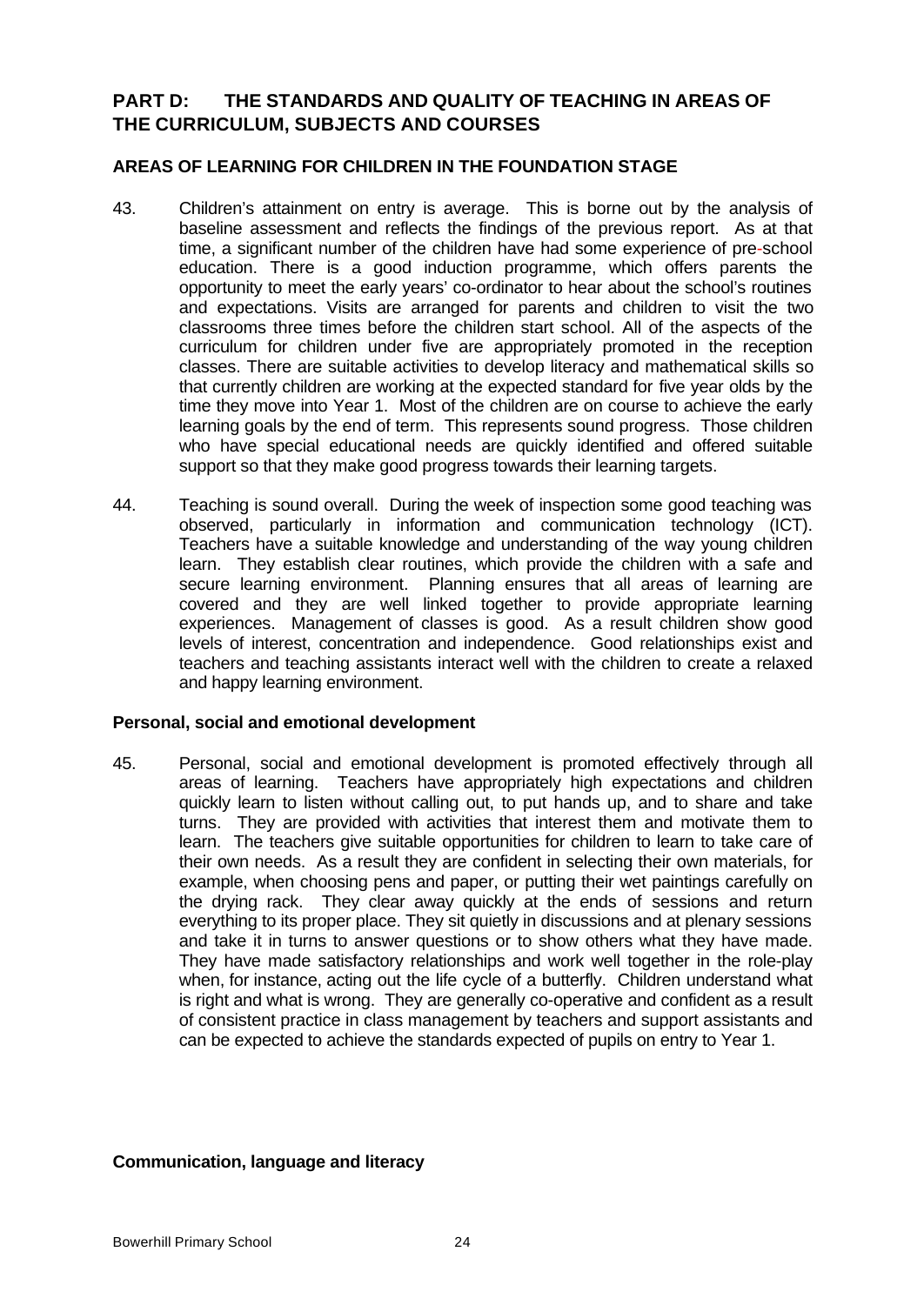## PART D: THE STANDARDS AND QUALITY OF TEACHING IN AREAS OF THE CURRICULUM, SUBJECTS AND COURSES

### AREAS OF LEARNING FOR CHILDREN IN THE FOUNDATION STAGE

43. Children's attainment on entry is average. This is borne out by the analysis of baseline assessment and reflects the findings of the previous report. As at that time, a significant number of the children have had some experience of pre-school education. There is a good induction programme, which offers parents the opportunity to meet the early years' co-ordinator to hear about the school's routines and expectations. Visits are arranged for parents and children to visit the two classrooms three times before the children start school. All of the aspects of the curriculum for children under five are appropriately promoted in the reception classes. There are suitable activities to develop literacy and mathematical skills so that currently children are working at the expected standard for five year olds by the time they move into Year 1. Most of the children are on course to achieve the early learning goals by the end of term. This represents sound progress. Those children who have special educational needs are quickly identified and offered suitable support so that they make good progress towards their learning targets.

44. Teaching is sound overall. During the week of inspection some good teaching was observed, particularly in information and communication technology (ICT). Teachers have a suitable knowledge and understanding of the way young children learn. They establish clear routines, which provide the children with a safe and secure learning environment. Planning ensures that all areas of learning are covered and they are well linked together to provide appropriate learning experiences. Management of classes is good. As a result children show good levels of interest, concentration and independence. Good relationships exist and teachers and teaching assistants interact well with the children to create a relaxed and happy learning environment.

#### Personal, social and emotional development

45. Personal, social and emotional development is promoted effectively through all areas of learning. Teachers have appropriately high expectations and children quickly learn to listen without calling out, to put hands up, and to share and take turns. They are provided with activities that interest them and motivate them to learn. The teachers give suitable opportunities for children to learn to take care of their own needs. As a result they are confident in selecting their own materials, for example, when choosing pens and paper, or putting their wet paintings carefully on the drying rack. They clear away quickly at the ends of sessions and return everything to its proper place. They sit quietly in discussions and at plenary sessions and take it in turns to answer questions or to show others what they have made. They have made satisfactory relationships and work well together in the role-play when, for instance, acting out the life cycle of a butterfly. Children understand what is right and what is wrong. They are generally co-operative and confident as a result of consistent practice in class management by teachers and support assistants and can be expected to achieve the standards expected of pupils on entry to Year 1.

#### Communication, language and literacy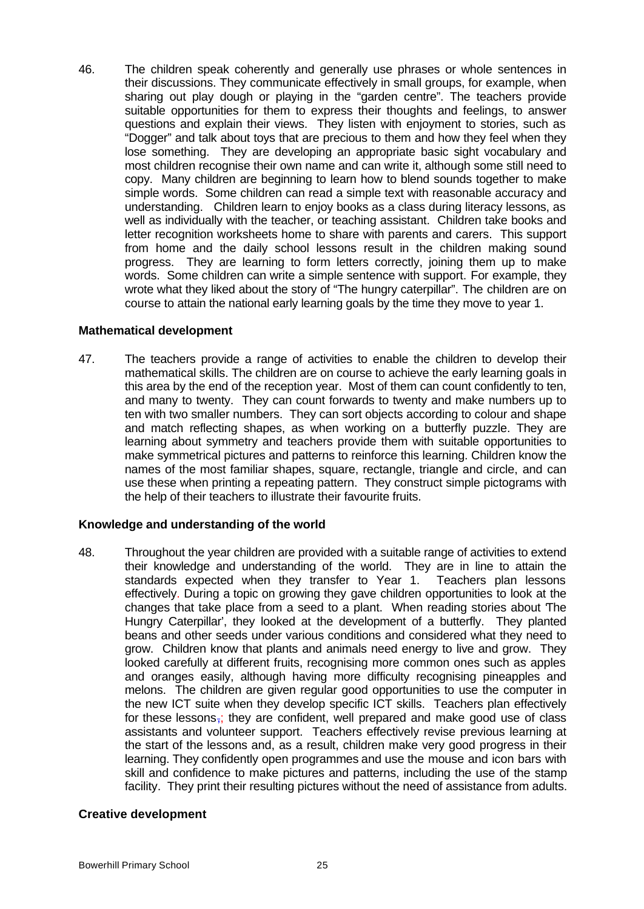46. The children speak coherently and generally use phrases or whole sentences in their discussions. They communicate effectively in small groups, for example, when sharing out play dough or playing in the "garden centre". The teachers provide suitable opportunities for them to express their thoughts and feelings, to answer questions and explain their views. They listen with enjoyment to stories, such as "Dogger" and talk about toys that are precious to them and how they feel when they lose something. They are developing an appropriate basic sight vocabulary and most children recognise their own name and can write it, although some still need to copy. Many children are beginning to learn how to blend sounds together to make simple words. Some children can read a simple text with reasonable accuracy and understanding. Children learn to enjoy books as a class during literacy lessons, as well as individually with the teacher, or teaching assistant. Children take books and letter recognition worksheets home to share with parents and carers. This support from home and the daily school lessons result in the children making sound progress. They are learning to form letters correctly, joining them up to make words. Some children can write a simple sentence with support. For example, they wrote what they liked about the story of "The hungry caterpillar". The children are on course to attain the national early learning goals by the time they move to year 1.

### Mathematical development

47. The teachers provide a range of activities to enable the children to develop their mathematical skills. The children are on course to achieve the early learning goals in this area by the end of the reception year. Most of them can count confidently to ten, and many to twenty. They can count forwards to twenty and make numbers up to ten with two smaller numbers. They can sort objects according to colour and shape and match reflecting shapes, as when working on a butterfly puzzle. They are learning about symmetry and teachers provide them with suitable opportunities to make symmetrical pictures and patterns to reinforce this learning. Children know the names of the most familiar shapes, square, rectangle, triangle and circle, and can use these when printing a repeating pattern. They construct simple pictograms with the help of their teachers to illustrate their favourite fruits.

### Knowledge and understanding of the world

48. Throughout the year children are provided with a suitable range of activities to extend their knowledge and understanding of the world. They are in line to attain the standards expected when they transfer to Year 1. Teachers plan lessons effectively. During a topic on growing they gave children opportunities to look at the changes that take place from a seed to a plant. When reading stories about 'The Hungry Caterpillar', they looked at the development of a butterfly. They planted beans and other seeds under various conditions and considered what they need to grow. Children know that plants and animals need energy to live and grow. They looked carefully at different fruits, recognising more common ones such as apples and oranges easily, although having more difficulty recognising pineapples and melons. The children are given regular good opportunities to use the computer in the new ICT suite when they develop specific ICT skills. Teachers plan effectively for these lessons,; they are confident, well prepared and make good use of class assistants and volunteer support. Teachers effectively revise previous learning at the start of the lessons and, as a result, children make very good progress in their learning. They confidently open programmes and use the mouse and icon bars with skill and confidence to make pictures and patterns, including the use of the stamp facility. They print their resulting pictures without the need of assistance from adults.

### Creative development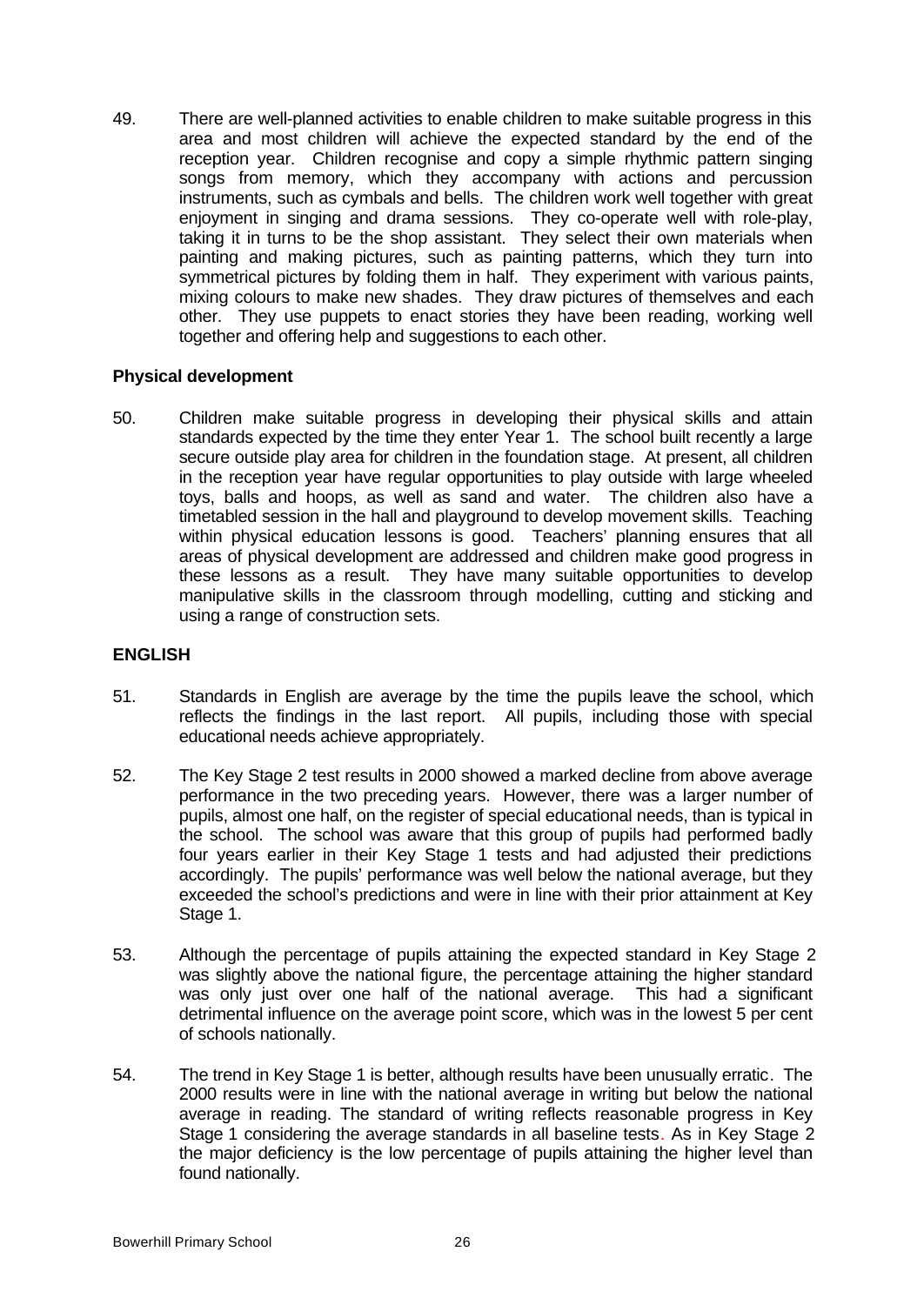49. There are well-planned activities to enable children to make suitable progress in this area and most children will achieve the expected standard by the end of the reception year. Children recognise and copy a simple rhythmic pattern singing songs from memory, which they accompany with actions and percussion instruments, such as cymbals and bells. The children work well together with great enjoyment in singing and drama sessions. They co-operate well with role-play, taking it in turns to be the shop assistant. They select their own materials when painting and making pictures, such as painting patterns, which they turn into symmetrical pictures by folding them in half. They experiment with various paints, mixing colours to make new shades. They draw pictures of themselves and each other. They use puppets to enact stories they have been reading, working well together and offering help and suggestions to each other.

**Physical development**

50. Children make suitable progress in developing their physical skills and attain standards expected by the time they enter Year 1. The school built recently a large secure outside play area for children in the foundation stage. At present, all children in the reception year have regular opportunities to play outside with large wheeled toys, balls and hoops, as well as sand and water. The children also have a timetabled session in the hall and playground to develop movement skills. Teaching within physical education lessons is good. Teachers' planning ensures that all areas of physical development are addressed and children make good progress in these lessons as a result. They have many suitable opportunities to develop manipulative skills in the classroom through modelling, cutting and sticking and using a range of construction sets.

**ENGLISH**

51. Standards in English are average by the time the pupils leave the school, which reflects the findings in the last report. All pupils, including those with special educational needs achieve appropriately.

52. The Key Stage 2 test results in 2000 showed a marked decline from above average performance in the two preceding years. However, there was a larger number of pupils, almost one half, on the register of special educational needs, than is typical in the school. The school was aware that this group of pupils had performed badly four years earlier in their Key Stage 1 tests and had adjusted their predictions accordingly. The pupils' performance was well below the national average, but they exceeded the school's predictions and were in line with their prior attainment at Key Stage 1.

53. Although the percentage of pupils attaining the expected standard in Key Stage 2 was slightly above the national figure, the percentage attaining the higher standard was only just over one half of the national average. This had a significant detrimental influence on the average point score, which was in the lowest 5 per cent of schools nationally.

54. The trend in Key Stage 1 is better, although results have been unusually erratic. The 2000 results were in line with the national average in writing but below the national average in reading. The standard of writing reflects reasonable progress in Key Stage 1 considering the average standards in all baseline tests. As in Key Stage 2 the major deficiency is the low percentage of pupils attaining the higher level than found nationally.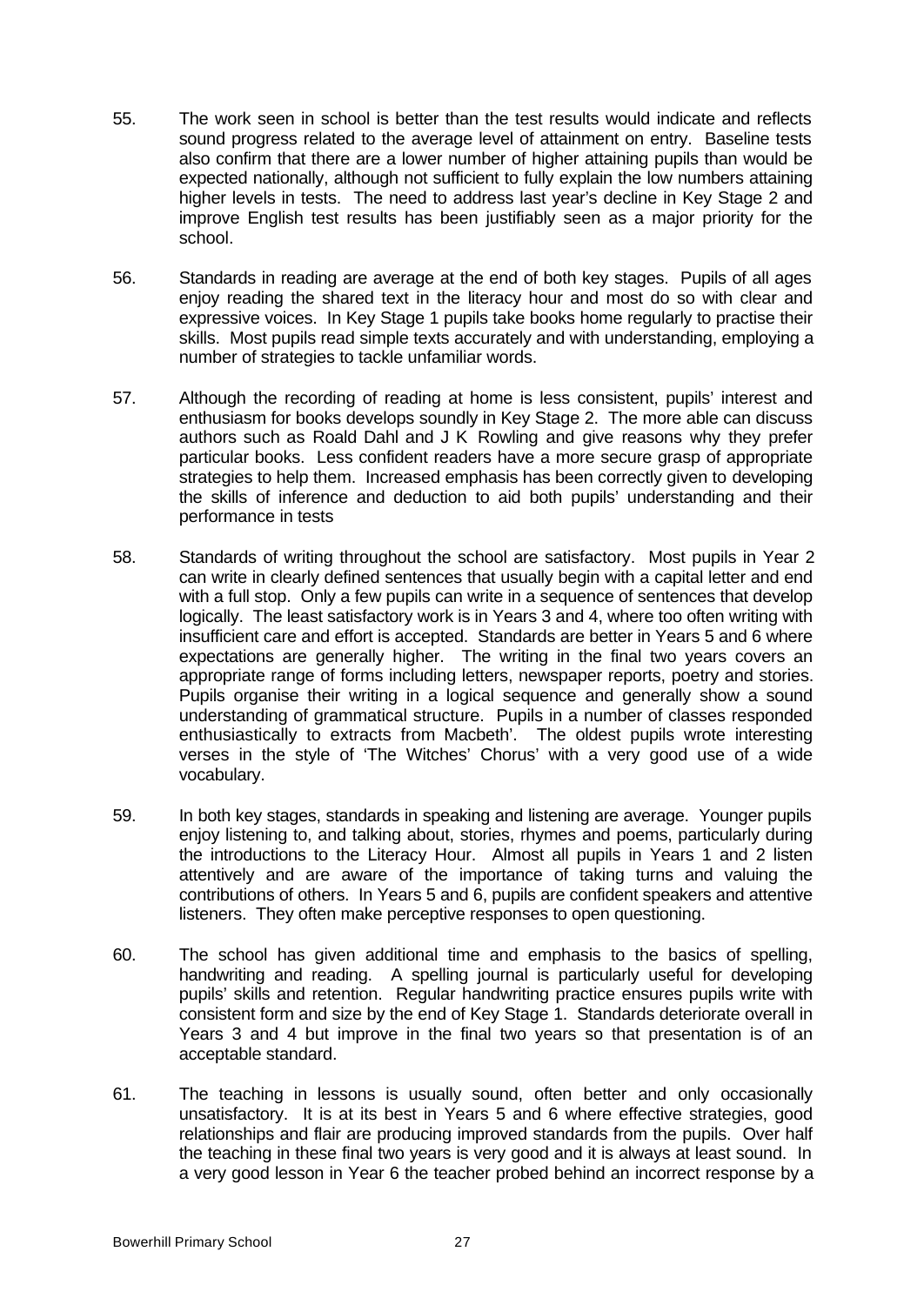55. The work seen in school is better than the test results would indicate and reflects sound progress related to the average level of attainment on entry. Baseline tests also confirm that there are a lower number of higher attaining pupils than would be expected nationally, although not sufficient to fully explain the low numbers attaining higher levels in tests. The need to address last year's decline in Key Stage 2 and improve English test results has been justifiably seen as a major priority for the school.

56. Standards in reading are average at the end of both key stages. Pupils of all ages enjoy reading the shared text in the literacy hour and most do so with clear and expressive voices. In Key Stage 1 pupils take books home regularly to practise their skills. Most pupils read simple texts accurately and with understanding, employing a number of strategies to tackle unfamiliar words.

57. Although the recording of reading at home is less consistent, pupils' interest and enthusiasm for books develops soundly in Key Stage 2. The more able can discuss authors such as Roald Dahl and J K Rowling and give reasons why they prefer particular books. Less confident readers have a more secure grasp of appropriate strategies to help them. Increased emphasis has been correctly given to developing the skills of inference and deduction to aid both pupils' understanding and their performance in tests

58. Standards of writing throughout the school are satisfactory. Most pupils in Year 2 can write in clearly defined sentences that usually begin with a capital letter and end with a full stop. Only a few pupils can write in a sequence of sentences that develop logically. The least satisfactory work is in Years 3 and 4, where too often writing with insufficient care and effort is accepted. Standards are better in Years 5 and 6 where expectations are generally higher. The writing in the final two years covers an appropriate range of forms including letters, newspaper reports, poetry and stories. Pupils organise their writing in a logical sequence and generally show a sound understanding of grammatical structure. Pupils in a number of classes responded enthusiastically to extracts from Macbeth'. The oldest pupils wrote interesting verses in the style of 'The Witches' Chorus' with a very good use of a wide vocabulary.

59. In both key stages, standards in speaking and listening are average. Younger pupils enjoy listening to, and talking about, stories, rhymes and poems, particularly during the introductions to the Literacy Hour. Almost all pupils in Years 1 and 2 listen attentively and are aware of the importance of taking turns and valuing the contributions of others. In Years 5 and 6, pupils are confident speakers and attentive listeners. They often make perceptive responses to open questioning.

60. The school has given additional time and emphasis to the basics of spelling, handwriting and reading. A spelling journal is particularly useful for developing pupils' skills and retention. Regular handwriting practice ensures pupils write with consistent form and size by the end of Key Stage 1. Standards deteriorate overall in Years 3 and 4 but improve in the final two years so that presentation is of an acceptable standard.

61. The teaching in lessons is usually sound, often better and only occasionally unsatisfactory. It is at its best in Years 5 and 6 where effective strategies, good relationships and flair are producing improved standards from the pupils. Over half the teaching in these final two years is very good and it is always at least sound. In a very good lesson in Year 6 the teacher probed behind an incorrect response by a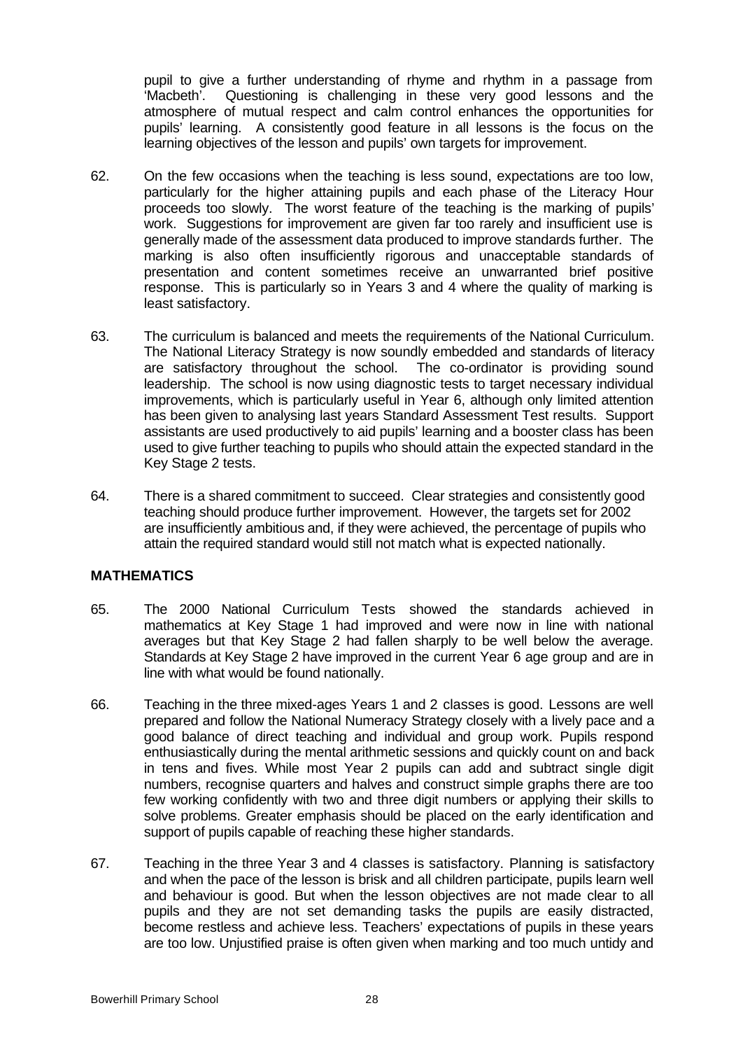pupil to give a further understanding of rhyme and rhythm in a passage from 'Macbeth'. Questioning is challenging in these very good lessons and the atmosphere of mutual respect and calm control enhances the opportunities for pupils' learning. A consistently good feature in all lessons is the focus on the learning objectives of the lesson and pupils' own targets for improvement.

62. On the few occasions when the teaching is less sound, expectations are too low, particularly for the higher attaining pupils and each phase of the Literacy Hour proceeds too slowly. The worst feature of the teaching is the marking of pupils' work. Suggestions for improvement are given far too rarely and insufficient use is generally made of the assessment data produced to improve standards further. The marking is also often insufficiently rigorous and unacceptable standards of presentation and content sometimes receive an unwarranted brief positive response. This is particularly so in Years 3 and 4 where the quality of marking is least satisfactory.

63. The curriculum is balanced and meets the requirements of the National Curriculum. The National Literacy Strategy is now soundly embedded and standards of literacy are satisfactory throughout the school. The co-ordinator is providing sound leadership. The school is now using diagnostic tests to target necessary individual improvements, which is particularly useful in Year 6, although only limited attention has been given to analysing last years Standard Assessment Test results. Support assistants are used productively to aid pupils' learning and a booster class has been used to give further teaching to pupils who should attain the expected standard in the Key Stage 2 tests.

64. There is a shared commitment to succeed. Clear strategies and consistently good teaching should produce further improvement. However, the targets set for 2002 are insufficiently ambitious and, if they were achieved, the percentage of pupils who attain the required standard would still not match what is expected nationally.

## MATHEMATICS

65. The 2000 National Curriculum Tests showed the standards achieved in mathematics at Key Stage 1 had improved and were now in line with national averages but that Key Stage 2 had fallen sharply to be well below the average. Standards at Key Stage 2 have improved in the current Year 6 age group and are in line with what would be found nationally.

66. Teaching in the three mixed-ages Years 1 and 2 classes is good. Lessons are well prepared and follow the National Numeracy Strategy closely with a lively pace and a good balance of direct teaching and individual and group work. Pupils respond enthusiastically during the mental arithmetic sessions and quickly count on and back in tens and fives. While most Year 2 pupils can add and subtract single digit numbers, recognise quarters and halves and construct simple graphs there are too few working confidently with two and three digit numbers or applying their skills to solve problems. Greater emphasis should be placed on the early identification and support of pupils capable of reaching these higher standards.

67. Teaching in the three Year 3 and 4 classes is satisfactory. Planning is satisfactory and when the pace of the lesson is brisk and all children participate, pupils learn well and behaviour is good. But when the lesson objectives are not made clear to all pupils and they are not set demanding tasks the pupils are easily distracted, become restless and achieve less. Teachers' expectations of pupils in these years are too low. Unjustified praise is often given when marking and too much untidy and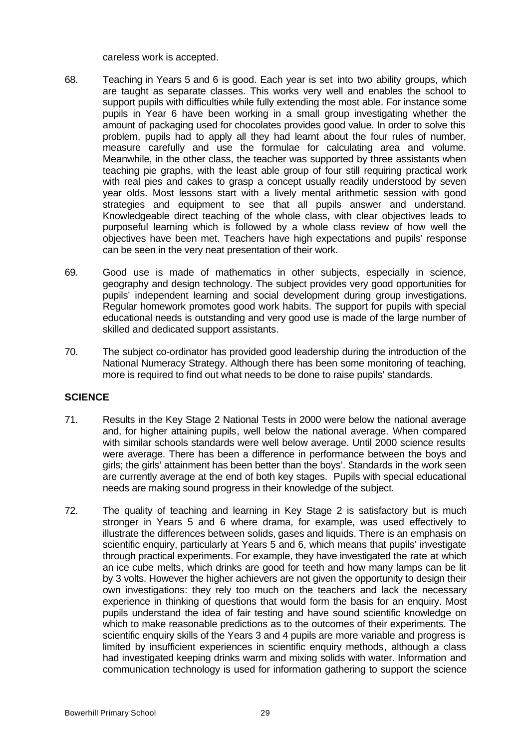careless work is accepted.

68. Teaching in Years 5 and 6 is good. Each year is set into two ability groups, which are taught as separate classes. This works very well and enables the school to support pupils with difficulties while fully extending the most able. For instance some pupils in Year 6 have been working in a small group investigating whether the amount of packaging used for chocolates provides good value. In order to solve this problem, pupils had to apply all they had learnt about the four rules of number, measure carefully and use the formulae for calculating area and volume. Meanwhile, in the other class, the teacher was supported by three assistants when teaching pie graphs, with the least able group of four still requiring practical work with real pies and cakes to grasp a concept usually readily understood by seven year olds. Most lessons start with a lively mental arithmetic session with good strategies and equipment to see that all pupils answer and understand. Knowledgeable direct teaching of the whole class, with clear objectives leads to purposeful learning which is followed by a whole class review of how well the objectives have been met. Teachers have high expectations and pupils' response can be seen in the very neat presentation of their work.

69. Good use is made of mathematics in other subjects, especially in science, geography and design technology. The subject provides very good opportunities for pupils' independent learning and social development during group investigations. Regular homework promotes good work habits. The support for pupils with special educational needs is outstanding and very good use is made of the large number of skilled and dedicated support assistants.

70. The subject co-ordinator has provided good leadership during the introduction of the National Numeracy Strategy. Although there has been some monitoring of teaching, more is required to find out what needs to be done to raise pupils' standards.

## SCIENCE

71. Results in the Key Stage 2 National Tests in 2000 were below the national average and, for higher attaining pupils, well below the national average. When compared with similar schools standards were well below average. Until 2000 science results were average. There has been a difference in performance between the boys and girls; the girls' attainment has been better than the boys'. Standards in the work seen are currently average at the end of both key stages. Pupils with special educational needs are making sound progress in their knowledge of the subject.

72. The quality of teaching and learning in Key Stage 2 is satisfactory but is much stronger in Years 5 and 6 where drama, for example, was used effectively to illustrate the differences between solids, gases and liquids. There is an emphasis on scientific enquiry, particularly at Years 5 and 6, which means that pupils' investigate through practical experiments. For example, they have investigated the rate at which an ice cube melts, which drinks are good for teeth and how many lamps can be lit by 3 volts. However the higher achievers are not given the opportunity to design their own investigations: they rely too much on the teachers and lack the necessary experience in thinking of questions that would form the basis for an enquiry. Most pupils understand the idea of fair testing and have sound scientific knowledge on which to make reasonable predictions as to the outcomes of their experiments. The scientific enquiry skills of the Years 3 and 4 pupils are more variable and progress is limited by insufficient experiences in scientific enquiry methods, although a class had investigated keeping drinks warm and mixing solids with water. Information and communication technology is used for information gathering to support the science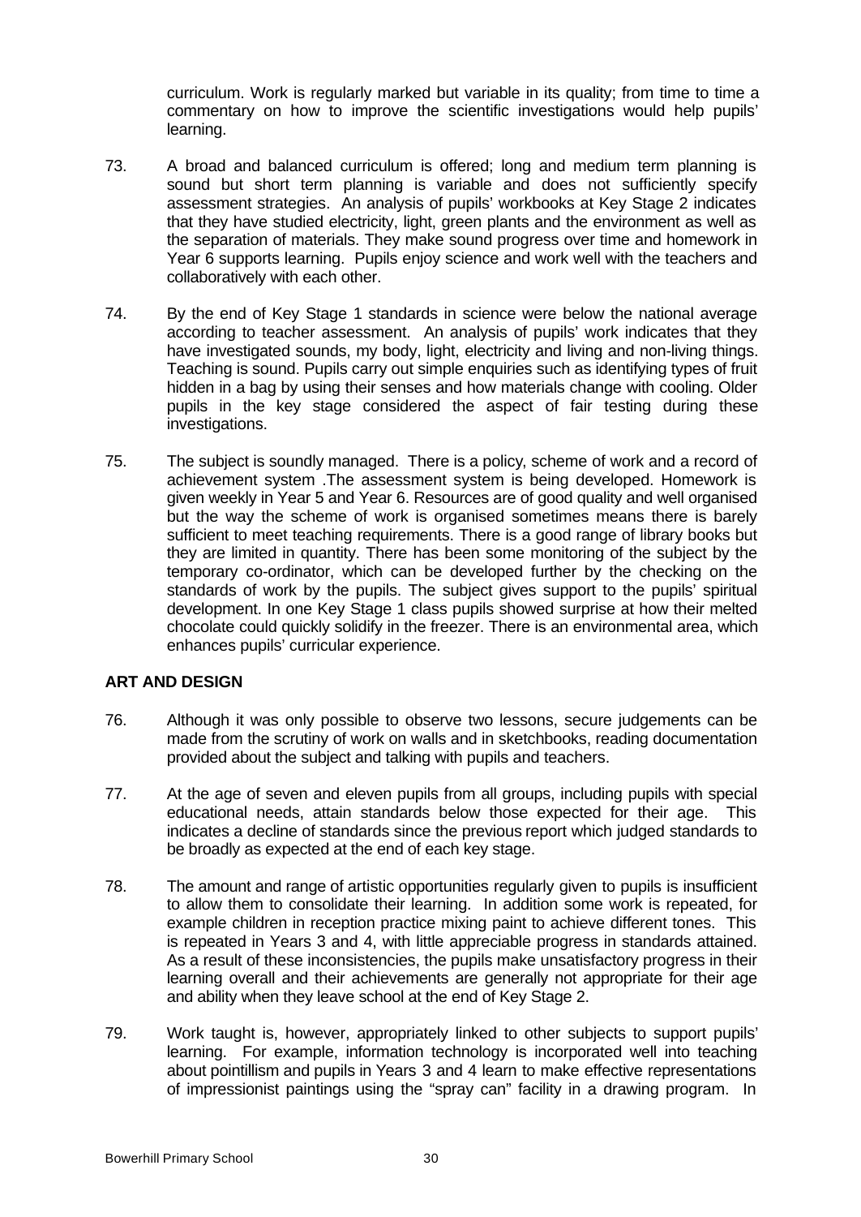curriculum. Work is regularly marked but variable in its quality; from time to time a commentary on how to improve the scientific investigations would help pupils' learning.

73. A broad and balanced curriculum is offered; long and medium term planning is sound but short term planning is variable and does not sufficiently specify assessment strategies. An analysis of pupils' workbooks at Key Stage 2 indicates that they have studied electricity, light, green plants and the environment as well as the separation of materials. They make sound progress over time and homework in Year 6 supports learning. Pupils enjoy science and work well with the teachers and collaboratively with each other.

74. By the end of Key Stage 1 standards in science were below the national average according to teacher assessment. An analysis of pupils' work indicates that they have investigated sounds, my body, light, electricity and living and non-living things. Teaching is sound. Pupils carry out simple enquiries such as identifying types of fruit hidden in a bag by using their senses and how materials change with cooling. Older pupils in the key stage considered the aspect of fair testing during these investigations.

75. The subject is soundly managed. There is a policy, scheme of work and a record of achievement system .The assessment system is being developed. Homework is given weekly in Year 5 and Year 6. Resources are of good quality and well organised but the way the scheme of work is organised sometimes means there is barely sufficient to meet teaching requirements. There is a good range of library books but they are limited in quantity. There has been some monitoring of the subject by the temporary co-ordinator, which can be developed further by the checking on the standards of work by the pupils. The subject gives support to the pupils' spiritual development. In one Key Stage 1 class pupils showed surprise at how their melted chocolate could quickly solidify in the freezer. There is an environmental area, which enhances pupils' curricular experience.

## ART AND DESIGN

76. Although it was only possible to observe two lessons, secure judgements can be made from the scrutiny of work on walls and in sketchbooks, reading documentation provided about the subject and talking with pupils and teachers.

77. At the age of seven and eleven pupils from all groups, including pupils with special educational needs, attain standards below those expected for their age. This indicates a decline of standards since the previous report which judged standards to be broadly as expected at the end of each key stage.

78. The amount and range of artistic opportunities regularly given to pupils is insufficient to allow them to consolidate their learning. In addition some work is repeated, for example children in reception practice mixing paint to achieve different tones. This is repeated in Years 3 and 4, with little appreciable progress in standards attained. As a result of these inconsistencies, the pupils make unsatisfactory progress in their learning overall and their achievements are generally not appropriate for their age and ability when they leave school at the end of Key Stage 2.

79. Work taught is, however, appropriately linked to other subjects to support pupils' learning. For example, information technology is incorporated well into teaching about pointillism and pupils in Years 3 and 4 learn to make effective representations of impressionist paintings using the "spray can" facility in a drawing program. In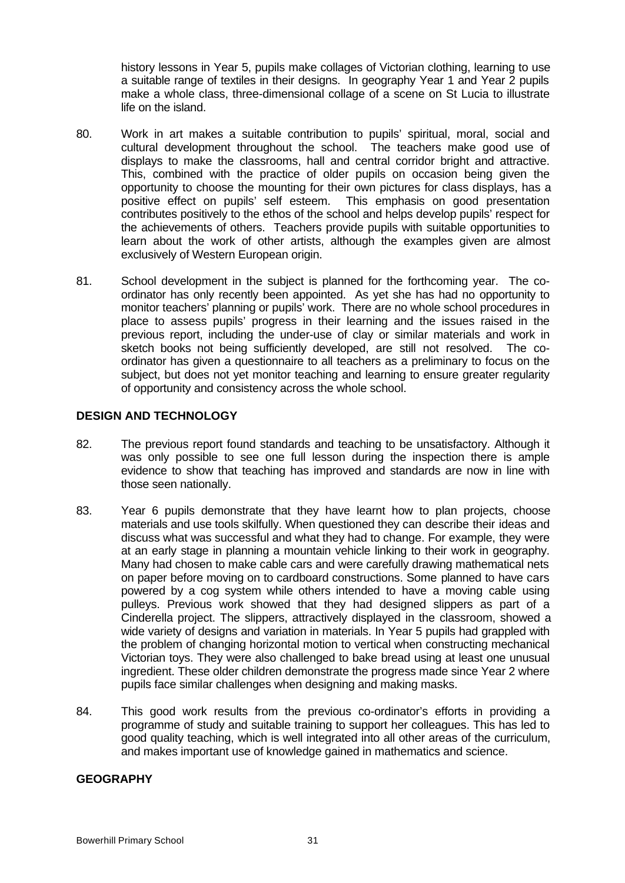history lessons in Year 5, pupils make collages of Victorian clothing, learning to use a suitable range of textiles in their designs. In geography Year 1 and Year 2 pupils make a whole class, three-dimensional collage of a scene on St Lucia to illustrate life on the island.

80. Work in art makes a suitable contribution to pupils' spiritual, moral, social and cultural development throughout the school. The teachers make good use of displays to make the classrooms, hall and central corridor bright and attractive. This, combined with the practice of older pupils on occasion being given the opportunity to choose the mounting for their own pictures for class displays, has a positive effect on pupils' self esteem. This emphasis on good presentation contributes positively to the ethos of the school and helps develop pupils' respect for the achievements of others. Teachers provide pupils with suitable opportunities to learn about the work of other artists, although the examples given are almost exclusively of Western European origin.

81. School development in the subject is planned for the forthcoming year. The co-ordinator has only recently been appointed. As yet she has had no opportunity to monitor teachers' planning or pupils' work. There are no whole school procedures in place to assess pupils' progress in their learning and the issues raised in the previous report, including the under-use of clay or similar materials and work in sketch books not being sufficiently developed, are still not resolved. The co-ordinator has given a questionnaire to all teachers as a preliminary to focus on the subject, but does not yet monitor teaching and learning to ensure greater regularity of opportunity and consistency across the whole school.

## DESIGN AND TECHNOLOGY

82. The previous report found standards and teaching to be unsatisfactory. Although it was only possible to see one full lesson during the inspection there is ample evidence to show that teaching has improved and standards are now in line with those seen nationally.

83. Year 6 pupils demonstrate that they have learnt how to plan projects, choose materials and use tools skilfully. When questioned they can describe their ideas and discuss what was successful and what they had to change. For example, they were at an early stage in planning a mountain vehicle linking to their work in geography. Many had chosen to make cable cars and were carefully drawing mathematical nets on paper before moving on to cardboard constructions. Some planned to have cars powered by a cog system while others intended to have a moving cable using pulleys. Previous work showed that they had designed slippers as part of a Cinderella project. The slippers, attractively displayed in the classroom, showed a wide variety of designs and variation in materials. In Year 5 pupils had grappled with the problem of changing horizontal motion to vertical when constructing mechanical Victorian toys. They were also challenged to bake bread using at least one unusual ingredient. These older children demonstrate the progress made since Year 2 where pupils face similar challenges when designing and making masks.

84. This good work results from the previous co-ordinator's efforts in providing a programme of study and suitable training to support her colleagues. This has led to good quality teaching, which is well integrated into all other areas of the curriculum, and makes important use of knowledge gained in mathematics and science.

## GEOGRAPHY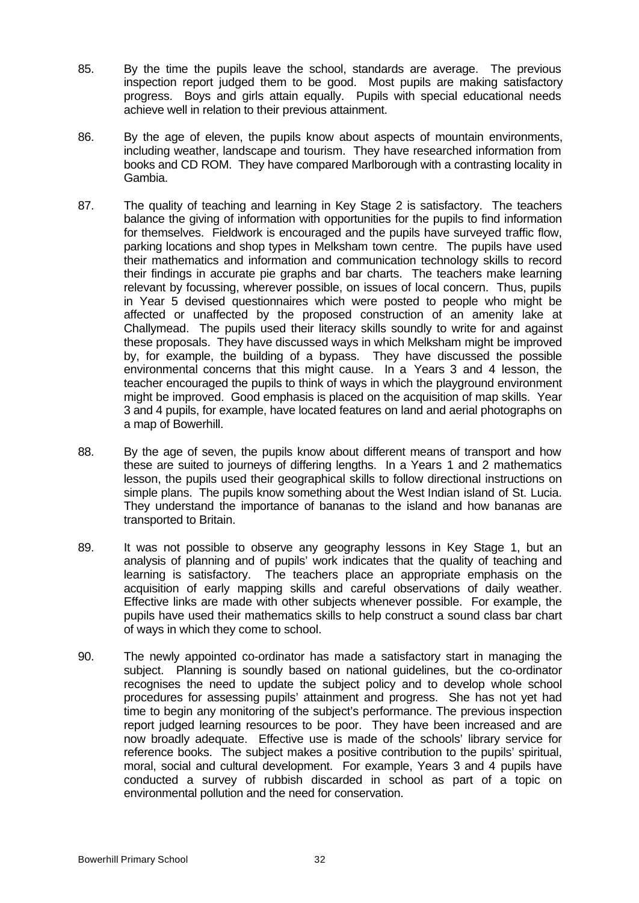85. By the time the pupils leave the school, standards are average. The previous inspection report judged them to be good. Most pupils are making satisfactory progress. Boys and girls attain equally. Pupils with special educational needs achieve well in relation to their previous attainment.

86. By the age of eleven, the pupils know about aspects of mountain environments, including weather, landscape and tourism. They have researched information from books and CD ROM. They have compared Marlborough with a contrasting locality in Gambia.

87. The quality of teaching and learning in Key Stage 2 is satisfactory. The teachers balance the giving of information with opportunities for the pupils to find information for themselves. Fieldwork is encouraged and the pupils have surveyed traffic flow, parking locations and shop types in Melksham town centre. The pupils have used their mathematics and information and communication technology skills to record their findings in accurate pie graphs and bar charts. The teachers make learning relevant by focussing, wherever possible, on issues of local concern. Thus, pupils in Year 5 devised questionnaires which were posted to people who might be affected or unaffected by the proposed construction of an amenity lake at Challymead. The pupils used their literacy skills soundly to write for and against these proposals. They have discussed ways in which Melksham might be improved by, for example, the building of a bypass. They have discussed the possible environmental concerns that this might cause. In a Years 3 and 4 lesson, the teacher encouraged the pupils to think of ways in which the playground environment might be improved. Good emphasis is placed on the acquisition of map skills. Year 3 and 4 pupils, for example, have located features on land and aerial photographs on a map of Bowerhill.

88. By the age of seven, the pupils know about different means of transport and how these are suited to journeys of differing lengths. In a Years 1 and 2 mathematics lesson, the pupils used their geographical skills to follow directional instructions on simple plans. The pupils know something about the West Indian island of St. Lucia. They understand the importance of bananas to the island and how bananas are transported to Britain.

89. It was not possible to observe any geography lessons in Key Stage 1, but an analysis of planning and of pupils' work indicates that the quality of teaching and learning is satisfactory. The teachers place an appropriate emphasis on the acquisition of early mapping skills and careful observations of daily weather. Effective links are made with other subjects whenever possible. For example, the pupils have used their mathematics skills to help construct a sound class bar chart of ways in which they come to school.

90. The newly appointed co-ordinator has made a satisfactory start in managing the subject. Planning is soundly based on national guidelines, but the co-ordinator recognises the need to update the subject policy and to develop whole school procedures for assessing pupils' attainment and progress. She has not yet had time to begin any monitoring of the subject's performance. The previous inspection report judged learning resources to be poor. They have been increased and are now broadly adequate. Effective use is made of the schools' library service for reference books. The subject makes a positive contribution to the pupils' spiritual, moral, social and cultural development. For example, Years 3 and 4 pupils have conducted a survey of rubbish discarded in school as part of a topic on environmental pollution and the need for conservation.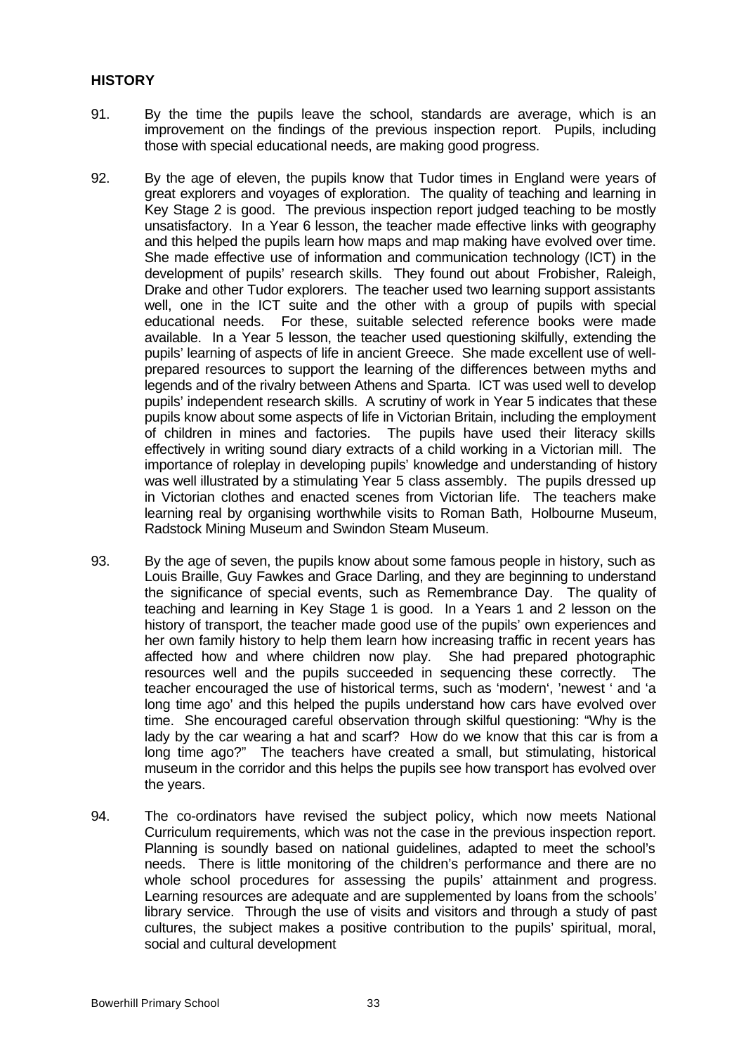## HISTORY

91. By the time the pupils leave the school, standards are average, which is an improvement on the findings of the previous inspection report. Pupils, including those with special educational needs, are making good progress.

92. By the age of eleven, the pupils know that Tudor times in England were years of great explorers and voyages of exploration. The quality of teaching and learning in Key Stage 2 is good. The previous inspection report judged teaching to be mostly unsatisfactory. In a Year 6 lesson, the teacher made effective links with geography and this helped the pupils learn how maps and map making have evolved over time. She made effective use of information and communication technology (ICT) in the development of pupils' research skills. They found out about Frobisher, Raleigh, Drake and other Tudor explorers. The teacher used two learning support assistants well, one in the ICT suite and the other with a group of pupils with special educational needs. For these, suitable selected reference books were made available. In a Year 5 lesson, the teacher used questioning skilfully, extending the pupils' learning of aspects of life in ancient Greece. She made excellent use of well-prepared resources to support the learning of the differences between myths and legends and of the rivalry between Athens and Sparta. ICT was used well to develop pupils' independent research skills. A scrutiny of work in Year 5 indicates that these pupils know about some aspects of life in Victorian Britain, including the employment of children in mines and factories. The pupils have used their literacy skills effectively in writing sound diary extracts of a child working in a Victorian mill. The importance of roleplay in developing pupils' knowledge and understanding of history was well illustrated by a stimulating Year 5 class assembly. The pupils dressed up in Victorian clothes and enacted scenes from Victorian life. The teachers make learning real by organising worthwhile visits to Roman Bath, Holbourne Museum, Radstock Mining Museum and Swindon Steam Museum.

93. By the age of seven, the pupils know about some famous people in history, such as Louis Braille, Guy Fawkes and Grace Darling, and they are beginning to understand the significance of special events, such as Remembrance Day. The quality of teaching and learning in Key Stage 1 is good. In a Years 1 and 2 lesson on the history of transport, the teacher made good use of the pupils' own experiences and her own family history to help them learn how increasing traffic in recent years has affected how and where children now play. She had prepared photographic resources well and the pupils succeeded in sequencing these correctly. The teacher encouraged the use of historical terms, such as 'modern', 'newest ' and 'a long time ago' and this helped the pupils understand how cars have evolved over time. She encouraged careful observation through skilful questioning: "Why is the lady by the car wearing a hat and scarf? How do we know that this car is from a long time ago?" The teachers have created a small, but stimulating, historical museum in the corridor and this helps the pupils see how transport has evolved over the years.

94. The co-ordinators have revised the subject policy, which now meets National Curriculum requirements, which was not the case in the previous inspection report. Planning is soundly based on national guidelines, adapted to meet the school's needs. There is little monitoring of the children's performance and there are no whole school procedures for assessing the pupils' attainment and progress. Learning resources are adequate and are supplemented by loans from the schools' library service. Through the use of visits and visitors and through a study of past cultures, the subject makes a positive contribution to the pupils' spiritual, moral, social and cultural development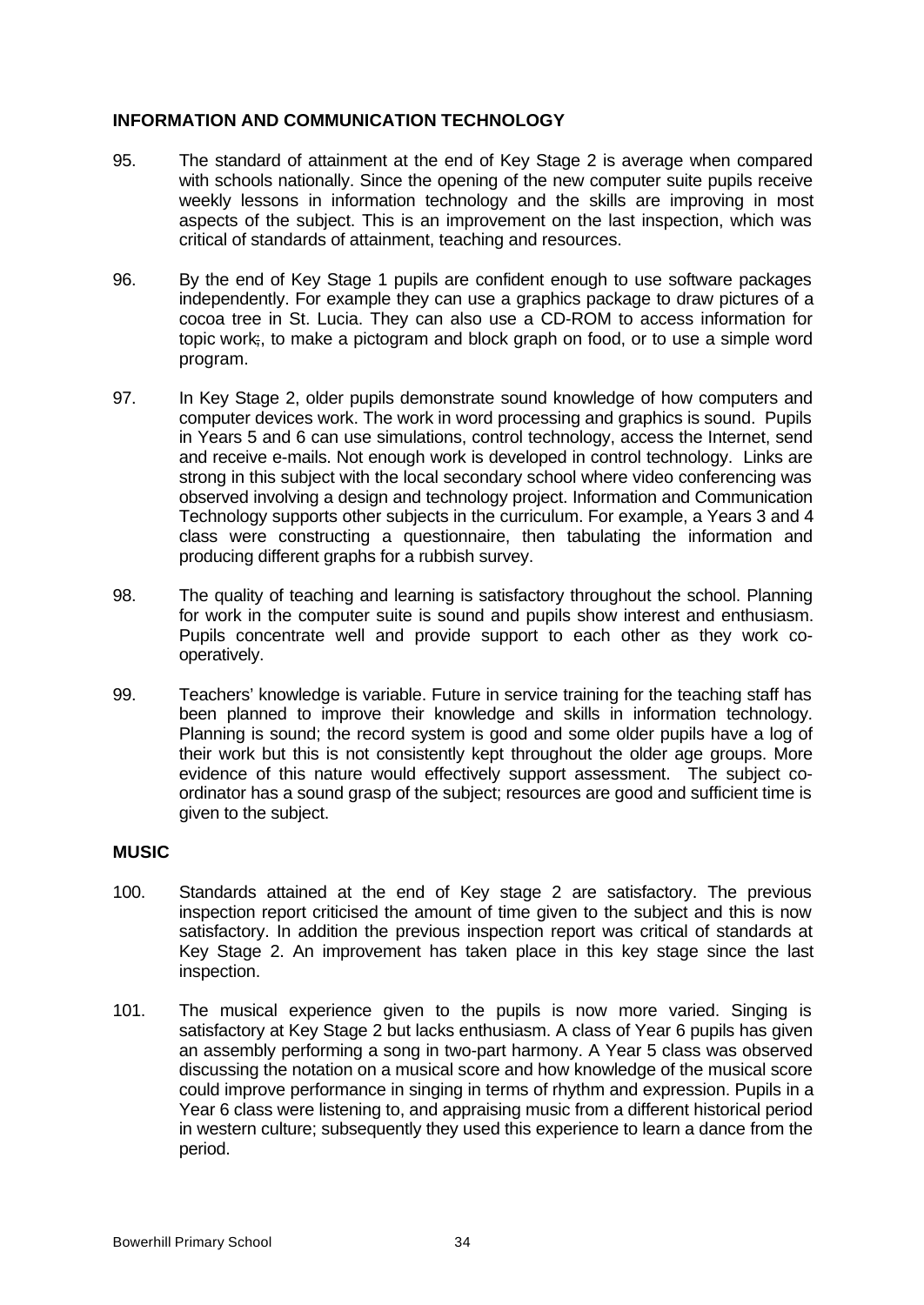## INFORMATION AND COMMUNICATION TECHNOLOGY

95. The standard of attainment at the end of Key Stage 2 is average when compared with schools nationally. Since the opening of the new computer suite pupils receive weekly lessons in information technology and the skills are improving in most aspects of the subject. This is an improvement on the last inspection, which was critical of standards of attainment, teaching and resources.

96. By the end of Key Stage 1 pupils are confident enough to use software packages independently. For example they can use a graphics package to draw pictures of a cocoa tree in St. Lucia. They can also use a CD-ROM to access information for topic work;, to make a pictogram and block graph on food, or to use a simple word program.

97. In Key Stage 2, older pupils demonstrate sound knowledge of how computers and computer devices work. The work in word processing and graphics is sound. Pupils in Years 5 and 6 can use simulations, control technology, access the Internet, send and receive e-mails. Not enough work is developed in control technology. Links are strong in this subject with the local secondary school where video conferencing was observed involving a design and technology project. Information and Communication Technology supports other subjects in the curriculum. For example, a Years 3 and 4 class were constructing a questionnaire, then tabulating the information and producing different graphs for a rubbish survey.

98. The quality of teaching and learning is satisfactory throughout the school. Planning for work in the computer suite is sound and pupils show interest and enthusiasm. Pupils concentrate well and provide support to each other as they work co-operatively.

99. Teachers' knowledge is variable. Future in service training for the teaching staff has been planned to improve their knowledge and skills in information technology. Planning is sound; the record system is good and some older pupils have a log of their work but this is not consistently kept throughout the older age groups. More evidence of this nature would effectively support assessment. The subject co-ordinator has a sound grasp of the subject; resources are good and sufficient time is given to the subject.

## MUSIC

100. Standards attained at the end of Key stage 2 are satisfactory. The previous inspection report criticised the amount of time given to the subject and this is now satisfactory. In addition the previous inspection report was critical of standards at Key Stage 2. An improvement has taken place in this key stage since the last inspection.

101. The musical experience given to the pupils is now more varied. Singing is satisfactory at Key Stage 2 but lacks enthusiasm. A class of Year 6 pupils has given an assembly performing a song in two-part harmony. A Year 5 class was observed discussing the notation on a musical score and how knowledge of the musical score could improve performance in singing in terms of rhythm and expression. Pupils in a Year 6 class were listening to, and appraising music from a different historical period in western culture; subsequently they used this experience to learn a dance from the period.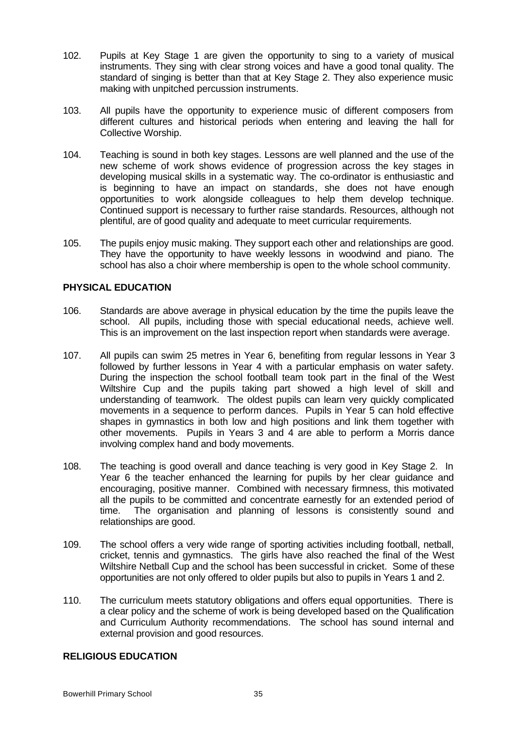102. Pupils at Key Stage 1 are given the opportunity to sing to a variety of musical instruments. They sing with clear strong voices and have a good tonal quality. The standard of singing is better than that at Key Stage 2. They also experience music making with unpitched percussion instruments.

103. All pupils have the opportunity to experience music of different composers from different cultures and historical periods when entering and leaving the hall for Collective Worship.

104. Teaching is sound in both key stages. Lessons are well planned and the use of the new scheme of work shows evidence of progression across the key stages in developing musical skills in a systematic way. The co-ordinator is enthusiastic and is beginning to have an impact on standards, she does not have enough opportunities to work alongside colleagues to help them develop technique. Continued support is necessary to further raise standards. Resources, although not plentiful, are of good quality and adequate to meet curricular requirements.

105. The pupils enjoy music making. They support each other and relationships are good. They have the opportunity to have weekly lessons in woodwind and piano. The school has also a choir where membership is open to the whole school community.

## PHYSICAL EDUCATION

106. Standards are above average in physical education by the time the pupils leave the school. All pupils, including those with special educational needs, achieve well. This is an improvement on the last inspection report when standards were average.

107. All pupils can swim 25 metres in Year 6, benefiting from regular lessons in Year 3 followed by further lessons in Year 4 with a particular emphasis on water safety. During the inspection the school football team took part in the final of the West Wiltshire Cup and the pupils taking part showed a high level of skill and understanding of teamwork. The oldest pupils can learn very quickly complicated movements in a sequence to perform dances. Pupils in Year 5 can hold effective shapes in gymnastics in both low and high positions and link them together with other movements. Pupils in Years 3 and 4 are able to perform a Morris dance involving complex hand and body movements.

108. The teaching is good overall and dance teaching is very good in Key Stage 2. In Year 6 the teacher enhanced the learning for pupils by her clear guidance and encouraging, positive manner. Combined with necessary firmness, this motivated all the pupils to be committed and concentrate earnestly for an extended period of time. The organisation and planning of lessons is consistently sound and relationships are good.

109. The school offers a very wide range of sporting activities including football, netball, cricket, tennis and gymnastics. The girls have also reached the final of the West Wiltshire Netball Cup and the school has been successful in cricket. Some of these opportunities are not only offered to older pupils but also to pupils in Years 1 and 2.

110. The curriculum meets statutory obligations and offers equal opportunities. There is a clear policy and the scheme of work is being developed based on the Qualification and Curriculum Authority recommendations. The school has sound internal and external provision and good resources.

## RELIGIOUS EDUCATION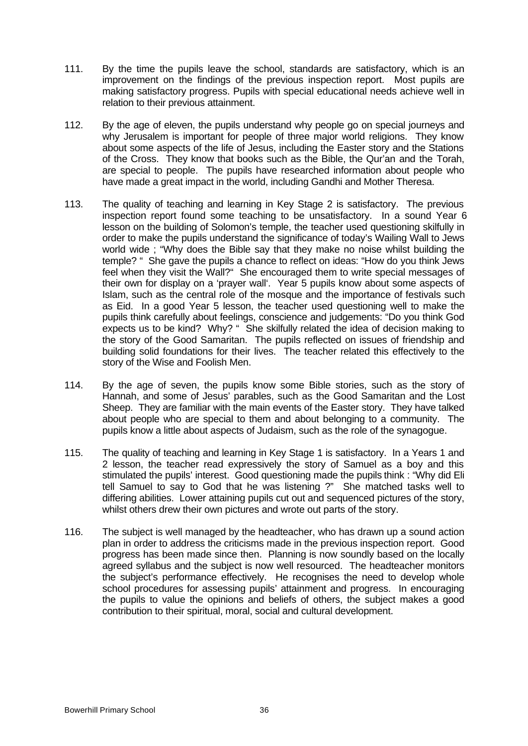111. By the time the pupils leave the school, standards are satisfactory, which is an improvement on the findings of the previous inspection report. Most pupils are making satisfactory progress. Pupils with special educational needs achieve well in relation to their previous attainment.

112. By the age of eleven, the pupils understand why people go on special journeys and why Jerusalem is important for people of three major world religions. They know about some aspects of the life of Jesus, including the Easter story and the Stations of the Cross. They know that books such as the Bible, the Qur'an and the Torah, are special to people. The pupils have researched information about people who have made a great impact in the world, including Gandhi and Mother Theresa.

113. The quality of teaching and learning in Key Stage 2 is satisfactory. The previous inspection report found some teaching to be unsatisfactory. In a sound Year 6 lesson on the building of Solomon's temple, the teacher used questioning skilfully in order to make the pupils understand the significance of today's Wailing Wall to Jews world wide ; "Why does the Bible say that they make no noise whilst building the temple? " She gave the pupils a chance to reflect on ideas: "How do you think Jews feel when they visit the Wall?" She encouraged them to write special messages of their own for display on a 'prayer wall'. Year 5 pupils know about some aspects of Islam, such as the central role of the mosque and the importance of festivals such as Eid. In a good Year 5 lesson, the teacher used questioning well to make the pupils think carefully about feelings, conscience and judgements: "Do you think God expects us to be kind? Why? " She skilfully related the idea of decision making to the story of the Good Samaritan. The pupils reflected on issues of friendship and building solid foundations for their lives. The teacher related this effectively to the story of the Wise and Foolish Men.

114. By the age of seven, the pupils know some Bible stories, such as the story of Hannah, and some of Jesus' parables, such as the Good Samaritan and the Lost Sheep. They are familiar with the main events of the Easter story. They have talked about people who are special to them and about belonging to a community. The pupils know a little about aspects of Judaism, such as the role of the synagogue.

115. The quality of teaching and learning in Key Stage 1 is satisfactory. In a Years 1 and 2 lesson, the teacher read expressively the story of Samuel as a boy and this stimulated the pupils' interest. Good questioning made the pupils think : "Why did Eli tell Samuel to say to God that he was listening ?" She matched tasks well to differing abilities. Lower attaining pupils cut out and sequenced pictures of the story, whilst others drew their own pictures and wrote out parts of the story.

116. The subject is well managed by the headteacher, who has drawn up a sound action plan in order to address the criticisms made in the previous inspection report. Good progress has been made since then. Planning is now soundly based on the locally agreed syllabus and the subject is now well resourced. The headteacher monitors the subject's performance effectively. He recognises the need to develop whole school procedures for assessing pupils' attainment and progress. In encouraging the pupils to value the opinions and beliefs of others, the subject makes a good contribution to their spiritual, moral, social and cultural development.